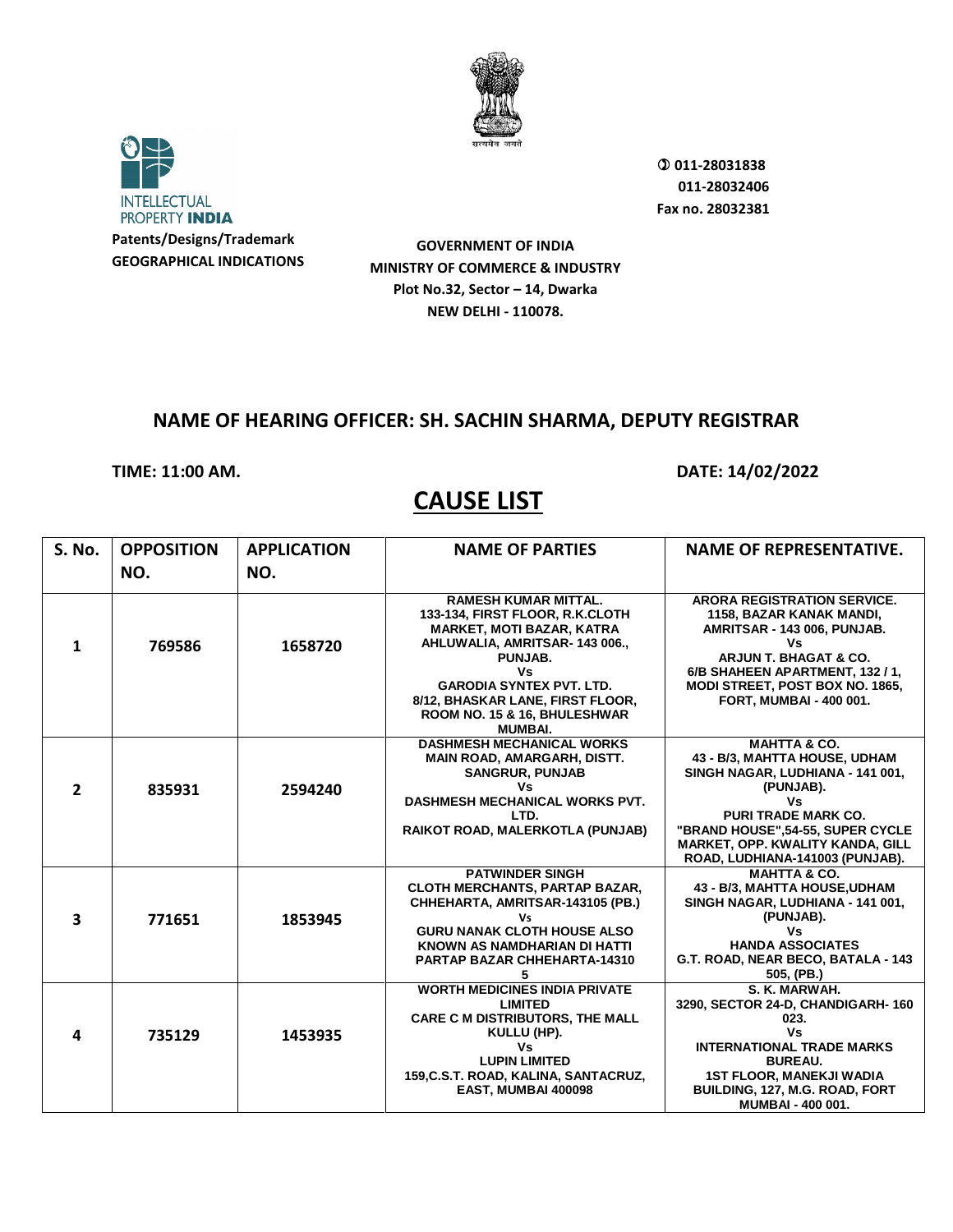INTELLECTUAL PROPERTY INDIA

**Patents/Designs/Trademark**
**GEOGRAPHICAL INDICATIONS**

**011-28031838**
**011-28032406**
**Fax no. 28032381**

**GOVERNMENT OF INDIA**
**MINISTRY OF COMMERCE & INDUSTRY**
**Plot No.32, Sector – 14, Dwarka**
**NEW DELHI - 110078.**

## NAME OF HEARING OFFICER: SH. SACHIN SHARMA, DEPUTY REGISTRAR

**TIME: 11:00 AM.** **DATE: 14/02/2022**

# CAUSE LIST

| S. No. | OPPOSITION NO. | APPLICATION NO. | NAME OF PARTIES | NAME OF REPRESENTATIVE. |
|---|---|---|---|---|
| 1 | 769586 | 1658720 | RAMESH KUMAR MITTAL. 133-134, FIRST FLOOR, R.K.CLOTH MARKET, MOTI BAZAR, KATRA AHLUWALIA, AMRITSAR- 143 006., PUNJAB. Vs GARODIA SYNTEX PVT. LTD. 8/12, BHASKAR LANE, FIRST FLOOR, ROOM NO. 15 & 16, BHULESHWAR MUMBAI. | ARORA REGISTRATION SERVICE. 1158, BAZAR KANAK MANDI, AMRITSAR - 143 006, PUNJAB. Vs ARJUN T. BHAGAT & CO. 6/B SHAHEEN APARTMENT, 132 / 1, MODI STREET, POST BOX NO. 1865, FORT, MUMBAI - 400 001. |
| 2 | 835931 | 2594240 | DASHMESH MECHANICAL WORKS MAIN ROAD, AMARGARH, DISTT. SANGRUR, PUNJAB Vs DASHMESH MECHANICAL WORKS PVT. LTD. RAIKOT ROAD, MALERKOTLA (PUNJAB) | MAHTTA & CO. 43 - B/3, MAHTTA HOUSE, UDHAM SINGH NAGAR, LUDHIANA - 141 001, (PUNJAB). Vs PURI TRADE MARK CO. "BRAND HOUSE",54-55, SUPER CYCLE MARKET, OPP. KWALITY KANDA, GILL ROAD, LUDHIANA-141003 (PUNJAB). |
| 3 | 771651 | 1853945 | PATWINDER SINGH CLOTH MERCHANTS, PARTAP BAZAR, CHHEHARTA, AMRITSAR-143105 (PB.) Vs GURU NANAK CLOTH HOUSE ALSO KNOWN AS NAMDHARIAN DI HATTI PARTAP BAZAR CHHEHARTA-143105 | MAHTTA & CO. 43 - B/3, MAHTTA HOUSE,UDHAM SINGH NAGAR, LUDHIANA - 141 001, (PUNJAB). Vs HANDA ASSOCIATES G.T. ROAD, NEAR BECO, BATALA - 143 505, (PB.) |
| 4 | 735129 | 1453935 | WORTH MEDICINES INDIA PRIVATE LIMITED CARE C M DISTRIBUTORS, THE MALL KULLU (HP). Vs LUPIN LIMITED 159,C.S.T. ROAD, KALINA, SANTACRUZ, EAST, MUMBAI 400098 | S. K. MARWAH. 3290, SECTOR 24-D, CHANDIGARH- 160 023. Vs INTERNATIONAL TRADE MARKS BUREAU. 1ST FLOOR, MANEKJI WADIA BUILDING, 127, M.G. ROAD, FORT MUMBAI - 400 001. |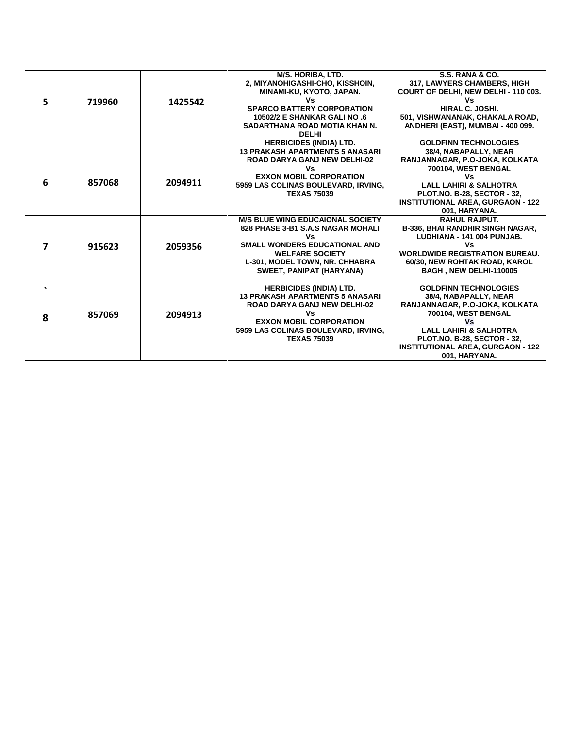| 5 | 719960 | 1425542 | M/S. HORIBA, LTD.<br>2, MIYANOHIGASHI-CHO, KISSHOIN, MINAMI-KU, KYOTO, JAPAN.<br>Vs<br>SPARCO BATTERY CORPORATION<br>10502/2 E SHANKAR GALI NO .6 SADARTHANA ROAD MOTIA KHAN N. DELHI | S.S. RANA & CO.<br>317, LAWYERS CHAMBERS, HIGH COURT OF DELHI, NEW DELHI - 110 003.<br>Vs<br>HIRAL C. JOSHI.<br>501, VISHWANANAK, CHAKALA ROAD, ANDHERI (EAST), MUMBAI - 400 099. |
|---|---|---|---|---|
| 6 | 857068 | 2094911 | HERBICIDES (INDIA) LTD.<br>13 PRAKASH APARTMENTS 5 ANASARI ROAD DARYA GANJ NEW DELHI-02<br>Vs<br>EXXON MOBIL CORPORATION<br>5959 LAS COLINAS BOULEVARD, IRVING, TEXAS 75039 | GOLDFINN TECHNOLOGIES<br>38/4, NABAPALLY, NEAR RANJANNAGAR, P.O-JOKA, KOLKATA 700104, WEST BENGAL<br>Vs<br>LALL LAHIRI & SALHOTRA<br>PLOT.NO. B-28, SECTOR - 32, INSTITUTIONAL AREA, GURGAON - 122 001, HARYANA. |
| 7 | 915623 | 2059356 | M/S BLUE WING EDUCAIONAL SOCIETY<br>828 PHASE 3-B1 S.A.S NAGAR MOHALI<br>Vs<br>SMALL WONDERS EDUCATIONAL AND WELFARE SOCIETY<br>L-301, MODEL TOWN, NR. CHHABRA SWEET, PANIPAT (HARYANA) | RAHUL RAJPUT.<br>B-336, BHAI RANDHIR SINGH NAGAR, LUDHIANA - 141 004 PUNJAB.<br>Vs<br>WORLDWIDE REGISTRATION BUREAU.<br>60/30, NEW ROHTAK ROAD, KAROL BAGH , NEW DELHI-110005 |
| `<br>8 | 857069 | 2094913 | HERBICIDES (INDIA) LTD.<br>13 PRAKASH APARTMENTS 5 ANASARI ROAD DARYA GANJ NEW DELHI-02<br>Vs<br>EXXON MOBIL CORPORATION<br>5959 LAS COLINAS BOULEVARD, IRVING, TEXAS 75039 | GOLDFINN TECHNOLOGIES<br>38/4, NABAPALLY, NEAR RANJANNAGAR, P.O-JOKA, KOLKATA 700104, WEST BENGAL<br>Vs<br>LALL LAHIRI & SALHOTRA<br>PLOT.NO. B-28, SECTOR - 32, INSTITUTIONAL AREA, GURGAON - 122 001, HARYANA. |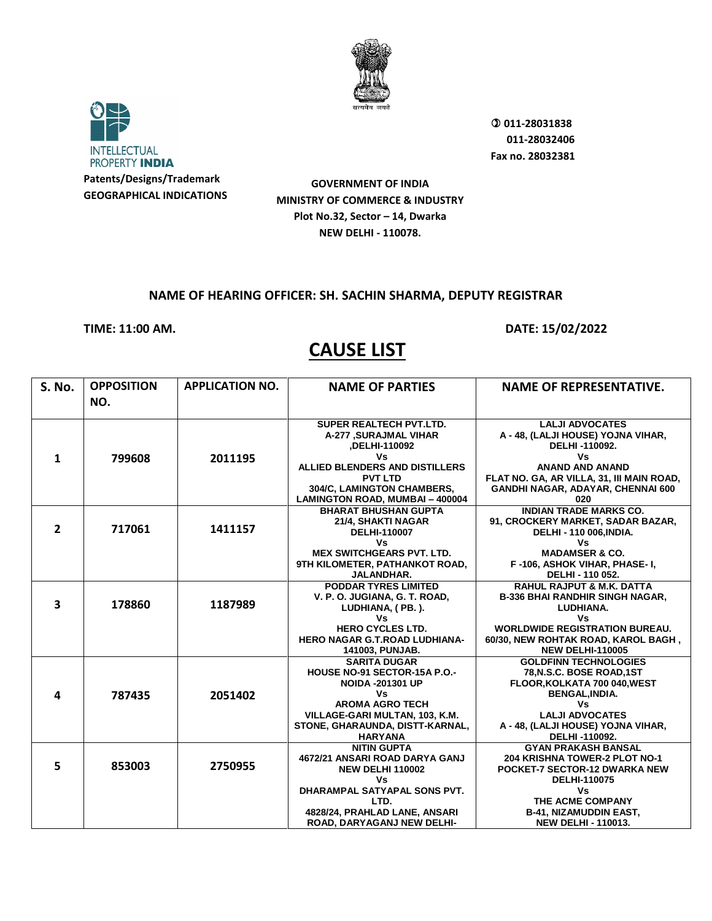INTELLECTUAL PROPERTY INDIA

**Patents/Designs/Trademark**
**GEOGRAPHICAL INDICATIONS**

**011-28031838**
**011-28032406**
**Fax no. 28032381**

**GOVERNMENT OF INDIA**
**MINISTRY OF COMMERCE & INDUSTRY**
**Plot No.32, Sector – 14, Dwarka**
**NEW DELHI - 110078.**

**NAME OF HEARING OFFICER: SH. SACHIN SHARMA, DEPUTY REGISTRAR**

**TIME: 11:00 AM.** **DATE: 15/02/2022**

# CAUSE LIST

| S. No. | OPPOSITION NO. | APPLICATION NO. | NAME OF PARTIES | NAME OF REPRESENTATIVE. |
|---|---|---|---|---|
| 1 | 799608 | 2011195 | SUPER REALTECH PVT.LTD. A-277 ,SURAJMAL VIHAR ,DELHI-110092 Vs ALLIED BLENDERS AND DISTILLERS PVT LTD 304/C, LAMINGTON CHAMBERS, LAMINGTON ROAD, MUMBAI – 400004 | LALJI ADVOCATES A - 48, (LALJI HOUSE) YOJNA VIHAR, DELHI -110092. Vs ANAND AND ANAND FLAT NO. GA, AR VILLA, 31, III MAIN ROAD, GANDHI NAGAR, ADAYAR, CHENNAI 600 020 |
| 2 | 717061 | 1411157 | BHARAT BHUSHAN GUPTA 21/4, SHAKTI NAGAR DELHI-110007 Vs MEX SWITCHGEARS PVT. LTD. 9TH KILOMETER, PATHANKOT ROAD, JALANDHAR. | INDIAN TRADE MARKS CO. 91, CROCKERY MARKET, SADAR BAZAR, DELHI - 110 006,INDIA. Vs MADAMSER & CO. F -106, ASHOK VIHAR, PHASE- I, DELHI - 110 052. |
| 3 | 178860 | 1187989 | PODDAR TYRES LIMITED V. P. O. JUGIANA, G. T. ROAD, LUDHIANA, ( PB. ). Vs HERO CYCLES LTD. HERO NAGAR G.T.ROAD LUDHIANA-141003, PUNJAB. | RAHUL RAJPUT & M.K. DATTA B-336 BHAI RANDHIR SINGH NAGAR, LUDHIANA. Vs WORLDWIDE REGISTRATION BUREAU. 60/30, NEW ROHTAK ROAD, KAROL BAGH , NEW DELHI-110005 |
| 4 | 787435 | 2051402 | SARITA DUGAR HOUSE NO-91 SECTOR-15A P.O.-NOIDA -201301 UP Vs AROMA AGRO TECH VILLAGE-GARI MULTAN, 103, K.M. STONE, GHARAUNDA, DISTT-KARNAL, HARYANA | GOLDFINN TECHNOLOGIES 78,N.S.C. BOSE ROAD,1ST FLOOR,KOLKATA 700 040,WEST BENGAL,INDIA. Vs LALJI ADVOCATES A - 48, (LALJI HOUSE) YOJNA VIHAR, DELHI -110092. |
| 5 | 853003 | 2750955 | NITIN GUPTA 4672/21 ANSARI ROAD DARYA GANJ NEW DELHI 110002 Vs DHARAMPAL SATYAPAL SONS PVT. LTD. 4828/24, PRAHLAD LANE, ANSARI ROAD, DARYAGANJ NEW DELHI- | GYAN PRAKASH BANSAL 204 KRISHNA TOWER-2 PLOT NO-1 POCKET-7 SECTOR-12 DWARKA NEW DELHI-110075 Vs THE ACME COMPANY B-41, NIZAMUDDIN EAST, NEW DELHI - 110013. |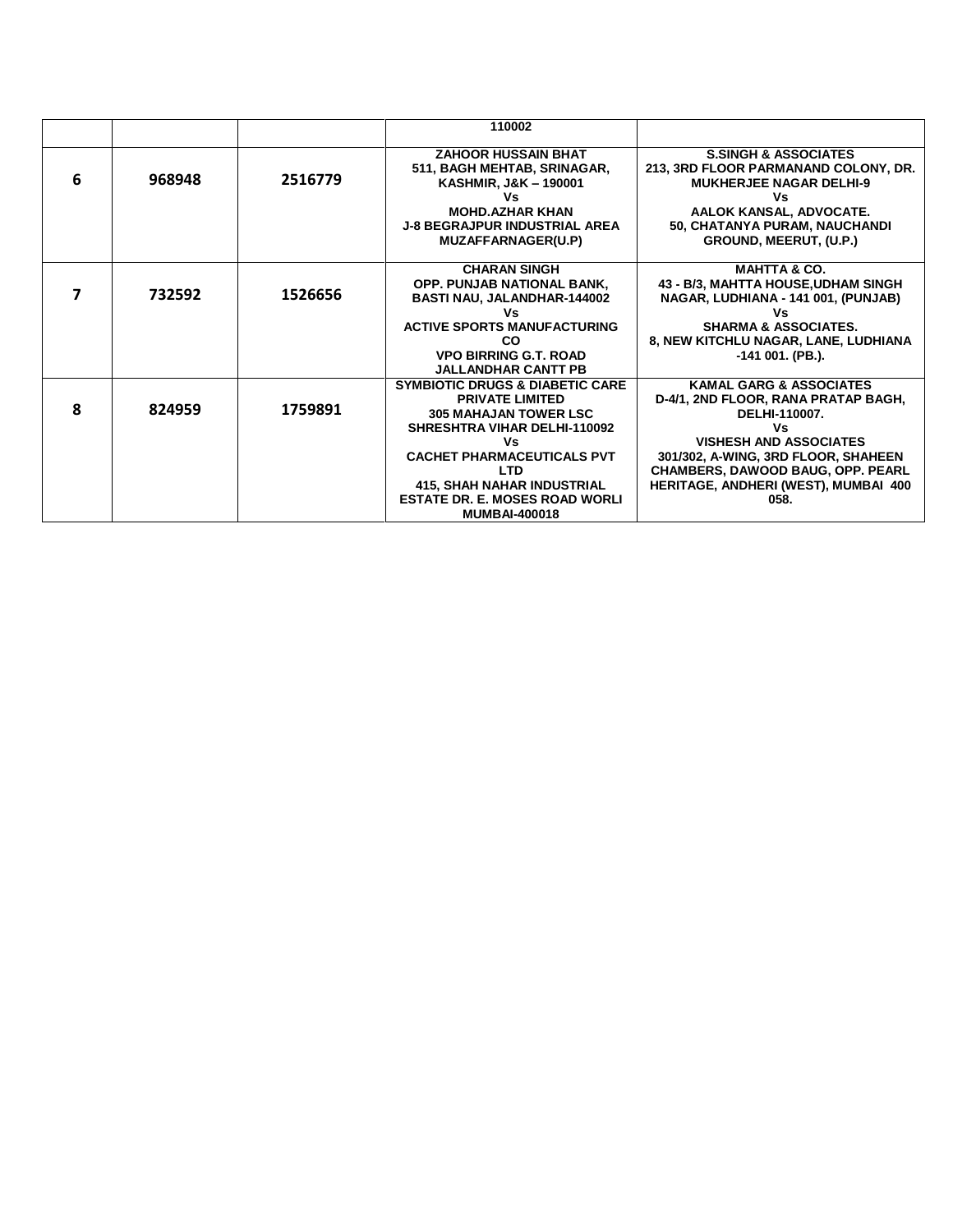| | | | | |
|---|---|---|---|---|
| | | | 110002 | |
| 6 | 968948 | 2516779 | ZAHOOR HUSSAIN BHAT<br>511, BAGH MEHTAB, SRINAGAR, KASHMIR, J&K – 190001<br>Vs<br>MOHD.AZHAR KHAN<br>J-8 BEGRAJPUR INDUSTRIAL AREA MUZAFFARNAGER(U.P) | S.SINGH & ASSOCIATES<br>213, 3RD FLOOR PARMANAND COLONY, DR. MUKHERJEE NAGAR DELHI-9<br>Vs<br>AALOK KANSAL, ADVOCATE.<br>50, CHATANYA PURAM, NAUCHANDI GROUND, MEERUT, (U.P.) |
| 7 | 732592 | 1526656 | CHARAN SINGH<br>OPP. PUNJAB NATIONAL BANK, BASTI NAU, JALANDHAR-144002<br>Vs<br>ACTIVE SPORTS MANUFACTURING CO<br>VPO BIRRING G.T. ROAD JALLANDHAR CANTT PB | MAHTTA & CO.<br>43 - B/3, MAHTTA HOUSE,UDHAM SINGH NAGAR, LUDHIANA - 141 001, (PUNJAB)<br>Vs<br>SHARMA & ASSOCIATES.<br>8, NEW KITCHLU NAGAR, LANE, LUDHIANA -141 001. (PB.). |
| 8 | 824959 | 1759891 | SYMBIOTIC DRUGS & DIABETIC CARE PRIVATE LIMITED<br>305 MAHAJAN TOWER LSC SHRESHTRA VIHAR DELHI-110092<br>Vs<br>CACHET PHARMACEUTICALS PVT LTD<br>415, SHAH NAHAR INDUSTRIAL ESTATE DR. E. MOSES ROAD WORLI MUMBAI-400018 | KAMAL GARG & ASSOCIATES<br>D-4/1, 2ND FLOOR, RANA PRATAP BAGH, DELHI-110007.<br>Vs<br>VISHESH AND ASSOCIATES<br>301/302, A-WING, 3RD FLOOR, SHAHEEN CHAMBERS, DAWOOD BAUG, OPP. PEARL HERITAGE, ANDHERI (WEST), MUMBAI 400 058. |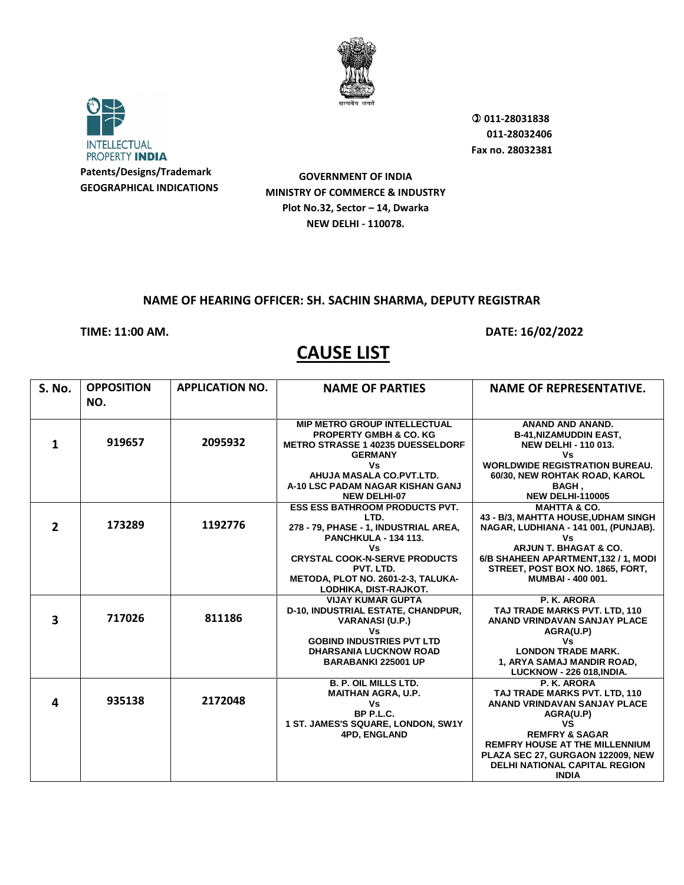INTELLECTUAL PROPERTY INDIA

**Patents/Designs/Trademark**
**GEOGRAPHICAL INDICATIONS**

011-28031838
011-28032406
Fax no. 28032381

**GOVERNMENT OF INDIA**
**MINISTRY OF COMMERCE & INDUSTRY**
**Plot No.32, Sector – 14, Dwarka**
**NEW DELHI - 110078.**

**NAME OF HEARING OFFICER: SH. SACHIN SHARMA, DEPUTY REGISTRAR**

**TIME: 11:00 AM.** **DATE: 16/02/2022**

# CAUSE LIST

| S. No. | OPPOSITION NO. | APPLICATION NO. | NAME OF PARTIES | NAME OF REPRESENTATIVE. |
|---|---|---|---|---|
| 1 | 919657 | 2095932 | MIP METRO GROUP INTELLECTUAL PROPERTY GMBH & CO. KG METRO STRASSE 1 40235 DUESSELDORF GERMANY Vs AHUJA MASALA CO.PVT.LTD. A-10 LSC PADAM NAGAR KISHAN GANJ NEW DELHI-07 | ANAND AND ANAND. B-41,NIZAMUDDIN EAST, NEW DELHI - 110 013. Vs WORLDWIDE REGISTRATION BUREAU. 60/30, NEW ROHTAK ROAD, KAROL BAGH , NEW DELHI-110005 |
| 2 | 173289 | 1192776 | ESS ESS BATHROOM PRODUCTS PVT. LTD. 278 - 79, PHASE - 1, INDUSTRIAL AREA, PANCHKULA - 134 113. Vs CRYSTAL COOK-N-SERVE PRODUCTS PVT. LTD. METODA, PLOT NO. 2601-2-3, TALUKA-LODHIKA, DIST-RAJKOT. | MAHTTA & CO. 43 - B/3, MAHTTA HOUSE,UDHAM SINGH NAGAR, LUDHIANA - 141 001, (PUNJAB). Vs ARJUN T. BHAGAT & CO. 6/B SHAHEEN APARTMENT,132 / 1, MODI STREET, POST BOX NO. 1865, FORT, MUMBAI - 400 001. |
| 3 | 717026 | 811186 | VIJAY KUMAR GUPTA D-10, INDUSTRIAL ESTATE, CHANDPUR, VARANASI (U.P.) Vs GOBIND INDUSTRIES PVT LTD DHARSANIA LUCKNOW ROAD BARABANKI 225001 UP | P. K. ARORA TAJ TRADE MARKS PVT. LTD, 110 ANAND VRINDAVAN SANJAY PLACE AGRA(U.P) Vs LONDON TRADE MARK. 1, ARYA SAMAJ MANDIR ROAD, LUCKNOW - 226 018,INDIA. |
| 4 | 935138 | 2172048 | B. P. OIL MILLS LTD. MAITHAN AGRA, U.P. Vs BP P.L.C. 1 ST. JAMES'S SQUARE, LONDON, SW1Y 4PD, ENGLAND | P. K. ARORA TAJ TRADE MARKS PVT. LTD, 110 ANAND VRINDAVAN SANJAY PLACE AGRA(U.P) VS REMFRY & SAGAR REMFRY HOUSE AT THE MILLENNIUM PLAZA SEC 27, GURGAON 122009, NEW DELHI NATIONAL CAPITAL REGION INDIA |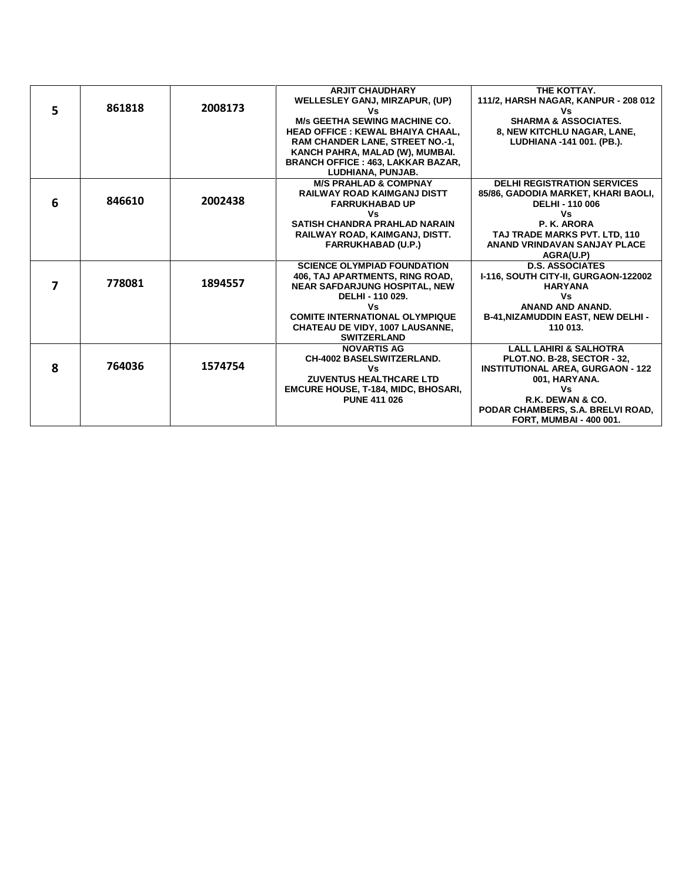| | | | | |
|---|---|---|---|---|
| 5 | 861818 | 2008173 | ARJIT CHAUDHARY<br>WELLESLEY GANJ, MIRZAPUR, (UP)<br>Vs<br>M/s GEETHA SEWING MACHINE CO.<br>HEAD OFFICE : KEWAL BHAIYA CHAAL, RAM CHANDER LANE, STREET NO.-1, KANCH PAHRA, MALAD (W), MUMBAI.<br>BRANCH OFFICE : 463, LAKKAR BAZAR, LUDHIANA, PUNJAB. | THE KOTTAY.<br>111/2, HARSH NAGAR, KANPUR - 208 012<br>Vs<br>SHARMA & ASSOCIATES.<br>8, NEW KITCHLU NAGAR, LANE, LUDHIANA -141 001. (PB.). |
| 6 | 846610 | 2002438 | M/S PRAHLAD & COMPNAY<br>RAILWAY ROAD KAIMGANJ DISTT FARRUKHABAD UP<br>Vs<br>SATISH CHANDRA PRAHLAD NARAIN<br>RAILWAY ROAD, KAIMGANJ, DISTT. FARRUKHABAD (U.P.) | DELHI REGISTRATION SERVICES<br>85/86, GADODIA MARKET, KHARI BAOLI, DELHI - 110 006<br>Vs<br>P. K. ARORA<br>TAJ TRADE MARKS PVT. LTD, 110 ANAND VRINDAVAN SANJAY PLACE AGRA(U.P) |
| 7 | 778081 | 1894557 | SCIENCE OLYMPIAD FOUNDATION<br>406, TAJ APARTMENTS, RING ROAD, NEAR SAFDARJUNG HOSPITAL, NEW DELHI - 110 029.<br>Vs<br>COMITE INTERNATIONAL OLYMPIQUE<br>CHATEAU DE VIDY, 1007 LAUSANNE, SWITZERLAND | D.S. ASSOCIATES<br>I-116, SOUTH CITY-II, GURGAON-122002 HARYANA<br>Vs<br>ANAND AND ANAND.<br>B-41,NIZAMUDDIN EAST, NEW DELHI - 110 013. |
| 8 | 764036 | 1574754 | NOVARTIS AG<br>CH-4002 BASELSWITZERLAND.<br>Vs<br>ZUVENTUS HEALTHCARE LTD<br>EMCURE HOUSE, T-184, MIDC, BHOSARI, PUNE 411 026 | LALL LAHIRI & SALHOTRA<br>PLOT.NO. B-28, SECTOR - 32, INSTITUTIONAL AREA, GURGAON - 122 001, HARYANA.<br>Vs<br>R.K. DEWAN & CO.<br>PODAR CHAMBERS, S.A. BRELVI ROAD, FORT, MUMBAI - 400 001. |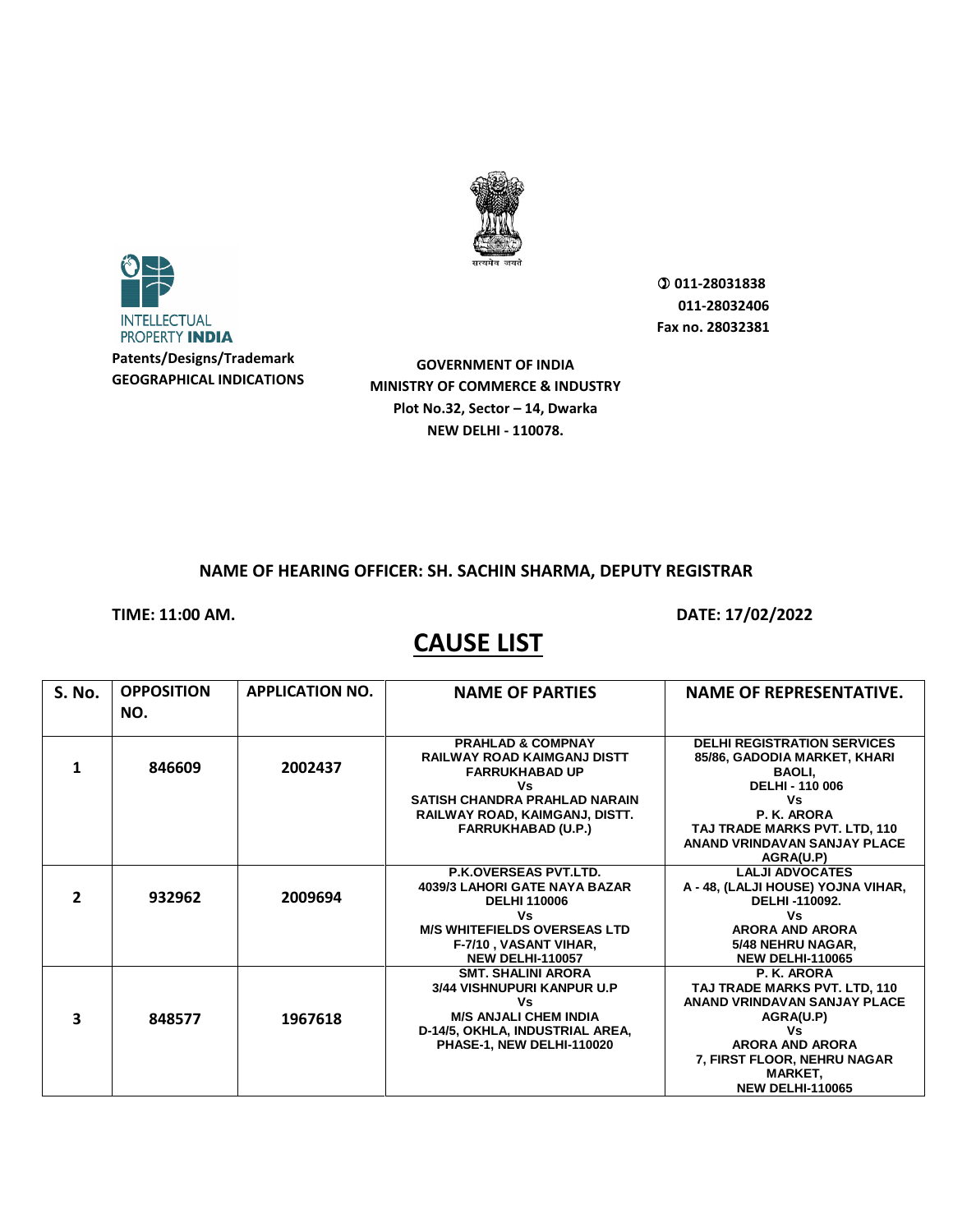INTELLECTUAL PROPERTY **INDIA**

**Patents/Designs/Trademark**
**GEOGRAPHICAL INDICATIONS**

**GOVERNMENT OF INDIA**
**MINISTRY OF COMMERCE & INDUSTRY**
**Plot No.32, Sector – 14, Dwarka**
**NEW DELHI - 110078.**

**011-28031838**
**011-28032406**
**Fax no. 28032381**

**NAME OF HEARING OFFICER: SH. SACHIN SHARMA, DEPUTY REGISTRAR**

**TIME: 11:00 AM.** **DATE: 17/02/2022**

# CAUSE LIST

| S. No. | OPPOSITION NO. | APPLICATION NO. | NAME OF PARTIES | NAME OF REPRESENTATIVE. |
|---|---|---|---|---|
| 1 | 846609 | 2002437 | PRAHLAD & COMPNAY RAILWAY ROAD KAIMGANJ DISTT FARRUKHABAD UP Vs SATISH CHANDRA PRAHLAD NARAIN RAILWAY ROAD, KAIMGANJ, DISTT. FARRUKHABAD (U.P.) | DELHI REGISTRATION SERVICES 85/86, GADODIA MARKET, KHARI BAOLI, DELHI - 110 006 Vs P. K. ARORA TAJ TRADE MARKS PVT. LTD, 110 ANAND VRINDAVAN SANJAY PLACE AGRA(U.P) |
| 2 | 932962 | 2009694 | P.K.OVERSEAS PVT.LTD. 4039/3 LAHORI GATE NAYA BAZAR DELHI 110006 Vs M/S WHITEFIELDS OVERSEAS LTD F-7/10 , VASANT VIHAR, NEW DELHI-110057 | LALJI ADVOCATES A - 48, (LALJI HOUSE) YOJNA VIHAR, DELHI -110092. Vs ARORA AND ARORA 5/48 NEHRU NAGAR, NEW DELHI-110065 |
| 3 | 848577 | 1967618 | SMT. SHALINI ARORA 3/44 VISHNUPURI KANPUR U.P Vs M/S ANJALI CHEM INDIA D-14/5, OKHLA, INDUSTRIAL AREA, PHASE-1, NEW DELHI-110020 | P. K. ARORA TAJ TRADE MARKS PVT. LTD, 110 ANAND VRINDAVAN SANJAY PLACE AGRA(U.P) Vs ARORA AND ARORA 7, FIRST FLOOR, NEHRU NAGAR MARKET, NEW DELHI-110065 |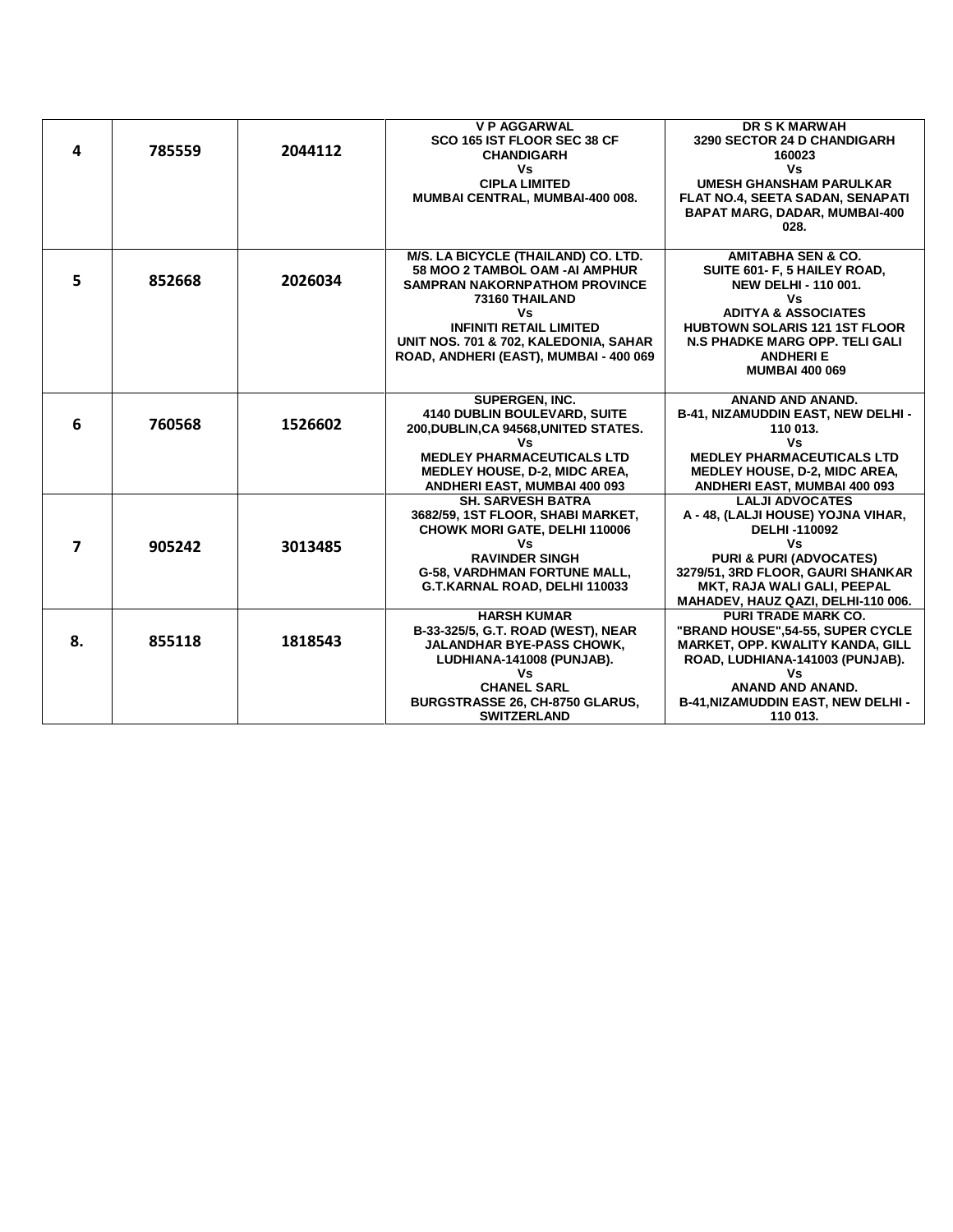| | | | | |
|---|---|---|---|---|
| 4 | 785559 | 2044112 | V P AGGARWAL<br>SCO 165 IST FLOOR SEC 38 CF CHANDIGARH<br>Vs<br>CIPLA LIMITED<br>MUMBAI CENTRAL, MUMBAI-400 008. | DR S K MARWAH<br>3290 SECTOR 24 D CHANDIGARH 160023<br>Vs<br>UMESH GHANSHAM PARULKAR<br>FLAT NO.4, SEETA SADAN, SENAPATI BAPAT MARG, DADAR, MUMBAI-400 028. |
| 5 | 852668 | 2026034 | M/S. LA BICYCLE (THAILAND) CO. LTD.<br>58 MOO 2 TAMBOL OAM -AI AMPHUR SAMPRAN NAKORNPATHOM PROVINCE 73160 THAILAND<br>Vs<br>INFINITI RETAIL LIMITED<br>UNIT NOS. 701 & 702, KALEDONIA, SAHAR ROAD, ANDHERI (EAST), MUMBAI - 400 069 | AMITABHA SEN & CO.<br>SUITE 601- F, 5 HAILEY ROAD, NEW DELHI - 110 001.<br>Vs<br>ADITYA & ASSOCIATES<br>HUBTOWN SOLARIS 121 1ST FLOOR N.S PHADKE MARG OPP. TELI GALI ANDHERI E<br>MUMBAI 400 069 |
| 6 | 760568 | 1526602 | SUPERGEN, INC.<br>4140 DUBLIN BOULEVARD, SUITE 200,DUBLIN,CA 94568,UNITED STATES.<br>Vs<br>MEDLEY PHARMACEUTICALS LTD<br>MEDLEY HOUSE, D-2, MIDC AREA, ANDHERI EAST, MUMBAI 400 093 | ANAND AND ANAND.<br>B-41, NIZAMUDDIN EAST, NEW DELHI - 110 013.<br>Vs<br>MEDLEY PHARMACEUTICALS LTD<br>MEDLEY HOUSE, D-2, MIDC AREA, ANDHERI EAST, MUMBAI 400 093 |
| 7 | 905242 | 3013485 | SH. SARVESH BATRA<br>3682/59, 1ST FLOOR, SHABI MARKET, CHOWK MORI GATE, DELHI 110006<br>Vs<br>RAVINDER SINGH<br>G-58, VARDHMAN FORTUNE MALL, G.T.KARNAL ROAD, DELHI 110033 | LALJI ADVOCATES<br>A - 48, (LALJI HOUSE) YOJNA VIHAR, DELHI -110092<br>Vs<br>PURI & PURI (ADVOCATES)<br>3279/51, 3RD FLOOR, GAURI SHANKAR MKT, RAJA WALI GALI, PEEPAL MAHADEV, HAUZ QAZI, DELHI-110 006. |
| 8. | 855118 | 1818543 | HARSH KUMAR<br>B-33-325/5, G.T. ROAD (WEST), NEAR JALANDHAR BYE-PASS CHOWK, LUDHIANA-141008 (PUNJAB).<br>Vs<br>CHANEL SARL<br>BURGSTRASSE 26, CH-8750 GLARUS, SWITZERLAND | PURI TRADE MARK CO.<br>"BRAND HOUSE",54-55, SUPER CYCLE MARKET, OPP. KWALITY KANDA, GILL ROAD, LUDHIANA-141003 (PUNJAB).<br>Vs<br>ANAND AND ANAND.<br>B-41,NIZAMUDDIN EAST, NEW DELHI - 110 013. |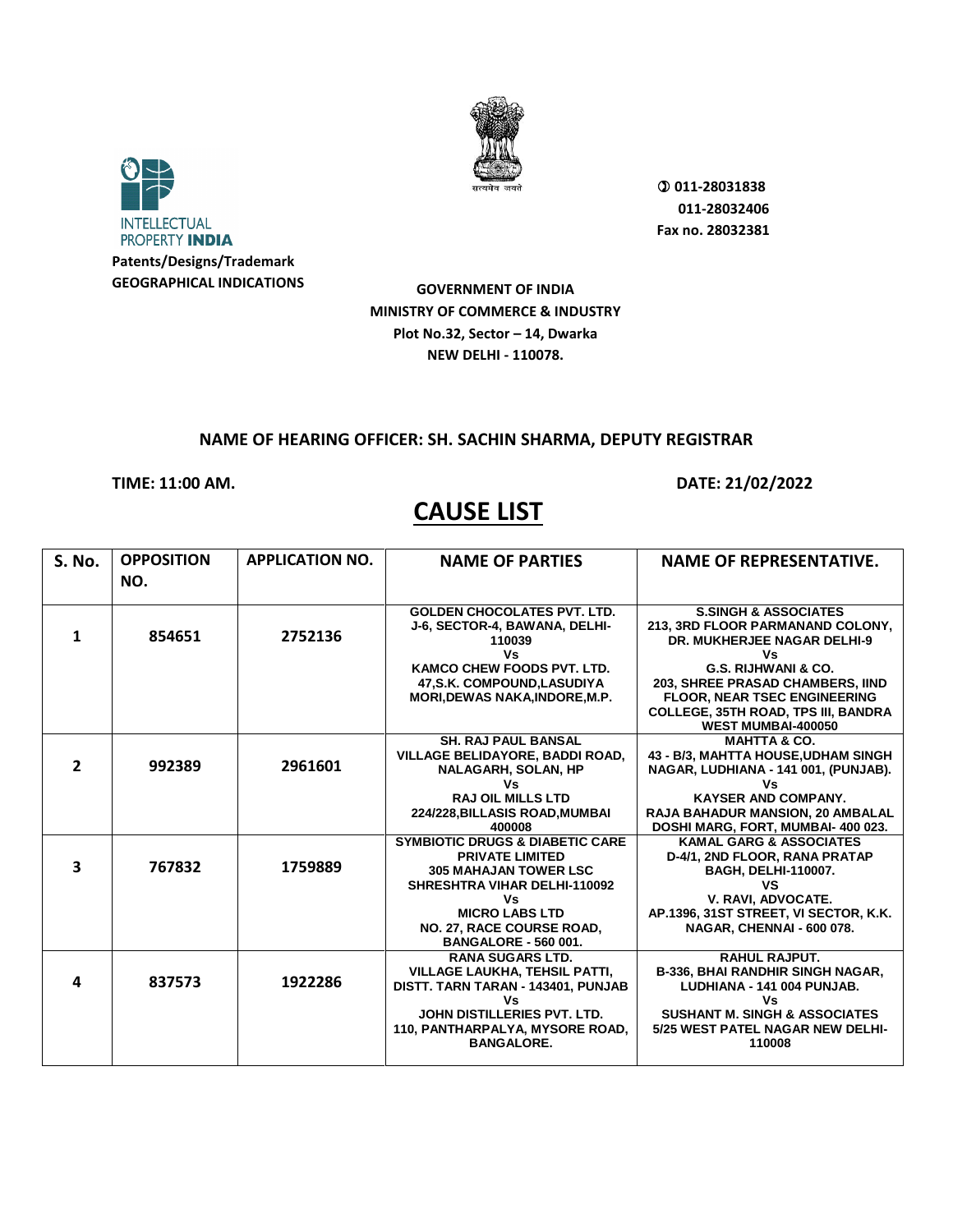INTELLECTUAL PROPERTY **INDIA**

**Patents/Designs/Trademark**
**GEOGRAPHICAL INDICATIONS**

सत्यमेव जयते

**011-28031838**
**011-28032406**
**Fax no. 28032381**

**GOVERNMENT OF INDIA**
**MINISTRY OF COMMERCE & INDUSTRY**
**Plot No.32, Sector – 14, Dwarka**
**NEW DELHI - 110078.**

**NAME OF HEARING OFFICER: SH. SACHIN SHARMA, DEPUTY REGISTRAR**

**TIME: 11:00 AM.** **DATE: 21/02/2022**

# CAUSE LIST

| S. No. | OPPOSITION NO. | APPLICATION NO. | NAME OF PARTIES | NAME OF REPRESENTATIVE. |
|---|---|---|---|---|
| 1 | 854651 | 2752136 | GOLDEN CHOCOLATES PVT. LTD. J-6, SECTOR-4, BAWANA, DELHI-110039 Vs KAMCO CHEW FOODS PVT. LTD. 47,S.K. COMPOUND,LASUDIYA MORI,DEWAS NAKA,INDORE,M.P. | S.SINGH & ASSOCIATES 213, 3RD FLOOR PARMANAND COLONY, DR. MUKHERJEE NAGAR DELHI-9 Vs G.S. RIJHWANI & CO. 203, SHREE PRASAD CHAMBERS, IIND FLOOR, NEAR TSEC ENGINEERING COLLEGE, 35TH ROAD, TPS III, BANDRA WEST MUMBAI-400050 |
| 2 | 992389 | 2961601 | SH. RAJ PAUL BANSAL VILLAGE BELIDAYORE, BADDI ROAD, NALAGARH, SOLAN, HP Vs RAJ OIL MILLS LTD 224/228,BILLASIS ROAD,MUMBAI 400008 | MAHTTA & CO. 43 - B/3, MAHTTA HOUSE,UDHAM SINGH NAGAR, LUDHIANA - 141 001, (PUNJAB). Vs KAYSER AND COMPANY. RAJA BAHADUR MANSION, 20 AMBALAL DOSHI MARG, FORT, MUMBAI- 400 023. |
| 3 | 767832 | 1759889 | SYMBIOTIC DRUGS & DIABETIC CARE PRIVATE LIMITED 305 MAHAJAN TOWER LSC SHRESHTRA VIHAR DELHI-110092 Vs MICRO LABS LTD NO. 27, RACE COURSE ROAD, BANGALORE - 560 001. | KAMAL GARG & ASSOCIATES D-4/1, 2ND FLOOR, RANA PRATAP BAGH, DELHI-110007. VS V. RAVI, ADVOCATE. AP.1396, 31ST STREET, VI SECTOR, K.K. NAGAR, CHENNAI - 600 078. |
| 4 | 837573 | 1922286 | RANA SUGARS LTD. VILLAGE LAUKHA, TEHSIL PATTI, DISTT. TARN TARAN - 143401, PUNJAB Vs JOHN DISTILLERIES PVT. LTD. 110, PANTHARPALYA, MYSORE ROAD, BANGALORE. | RAHUL RAJPUT. B-336, BHAI RANDHIR SINGH NAGAR, LUDHIANA - 141 004 PUNJAB. Vs SUSHANT M. SINGH & ASSOCIATES 5/25 WEST PATEL NAGAR NEW DELHI-110008 |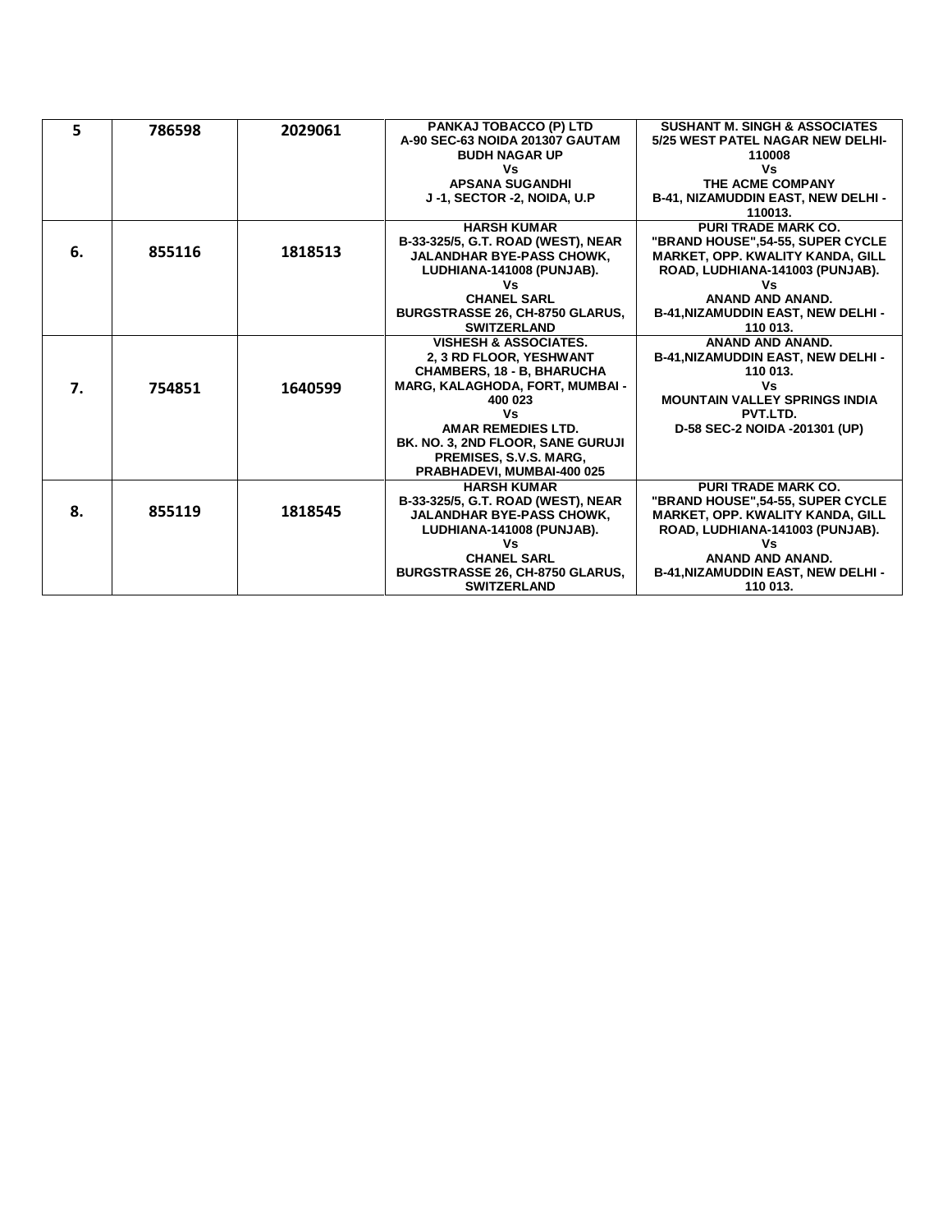| 5 | 786598 | 2029061 | PANKAJ TOBACCO (P) LTD<br>A-90 SEC-63 NOIDA 201307 GAUTAM BUDH NAGAR UP<br>Vs<br>APSANA SUGANDHI<br>J -1, SECTOR -2, NOIDA, U.P | SUSHANT M. SINGH & ASSOCIATES<br>5/25 WEST PATEL NAGAR NEW DELHI-110008<br>Vs<br>THE ACME COMPANY<br>B-41, NIZAMUDDIN EAST, NEW DELHI - 110013. |
|---|---|---|---|---|
| 6. | 855116 | 1818513 | HARSH KUMAR<br>B-33-325/5, G.T. ROAD (WEST), NEAR JALANDHAR BYE-PASS CHOWK, LUDHIANA-141008 (PUNJAB).<br>Vs<br>CHANEL SARL<br>BURGSTRASSE 26, CH-8750 GLARUS, SWITZERLAND | PURI TRADE MARK CO.<br>"BRAND HOUSE",54-55, SUPER CYCLE MARKET, OPP. KWALITY KANDA, GILL ROAD, LUDHIANA-141003 (PUNJAB).<br>Vs<br>ANAND AND ANAND.<br>B-41,NIZAMUDDIN EAST, NEW DELHI - 110 013. |
| 7. | 754851 | 1640599 | VISHESH & ASSOCIATES.<br>2, 3 RD FLOOR, YESHWANT CHAMBERS, 18 - B, BHARUCHA MARG, KALAGHODA, FORT, MUMBAI - 400 023<br>Vs<br>AMAR REMEDIES LTD.<br>BK. NO. 3, 2ND FLOOR, SANE GURUJI PREMISES, S.V.S. MARG, PRABHADEVI, MUMBAI-400 025 | ANAND AND ANAND.<br>B-41,NIZAMUDDIN EAST, NEW DELHI - 110 013.<br>Vs<br>MOUNTAIN VALLEY SPRINGS INDIA PVT.LTD.<br>D-58 SEC-2 NOIDA -201301 (UP) |
| 8. | 855119 | 1818545 | HARSH KUMAR<br>B-33-325/5, G.T. ROAD (WEST), NEAR JALANDHAR BYE-PASS CHOWK, LUDHIANA-141008 (PUNJAB).<br>Vs<br>CHANEL SARL<br>BURGSTRASSE 26, CH-8750 GLARUS, SWITZERLAND | PURI TRADE MARK CO.<br>"BRAND HOUSE",54-55, SUPER CYCLE MARKET, OPP. KWALITY KANDA, GILL ROAD, LUDHIANA-141003 (PUNJAB).<br>Vs<br>ANAND AND ANAND.<br>B-41,NIZAMUDDIN EAST, NEW DELHI - 110 013. |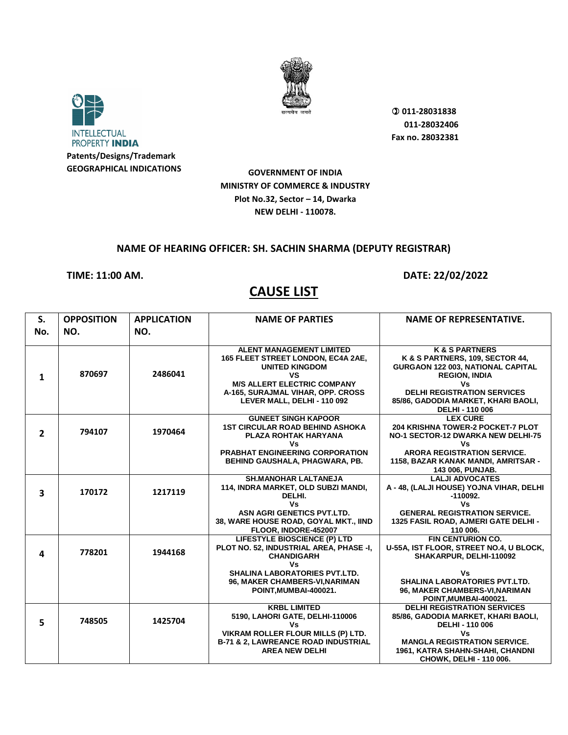INTELLECTUAL PROPERTY **INDIA**

**Patents/Designs/Trademark**
**GEOGRAPHICAL INDICATIONS**

सत्यमेव जयते

011-28031838
011-28032406
Fax no. 28032381

**GOVERNMENT OF INDIA**
**MINISTRY OF COMMERCE & INDUSTRY**
**Plot No.32, Sector – 14, Dwarka**
**NEW DELHI - 110078.**

**NAME OF HEARING OFFICER: SH. SACHIN SHARMA (DEPUTY REGISTRAR)**

**TIME: 11:00 AM.** **DATE: 22/02/2022**

## CAUSE LIST

| S. No. | OPPOSITION NO. | APPLICATION NO. | NAME OF PARTIES | NAME OF REPRESENTATIVE. |
|---|---|---|---|---|
| 1 | 870697 | 2486041 | ALENT MANAGEMENT LIMITED 165 FLEET STREET LONDON, EC4A 2AE, UNITED KINGDOM VS M/S ALLERT ELECTRIC COMPANY A-165, SURAJMAL VIHAR, OPP. CROSS LEVER MALL, DELHI - 110 092 | K & S PARTNERS K & S PARTNERS, 109, SECTOR 44, GURGAON 122 003, NATIONAL CAPITAL REGION, INDIA Vs DELHI REGISTRATION SERVICES 85/86, GADODIA MARKET, KHARI BAOLI, DELHI - 110 006 |
| 2 | 794107 | 1970464 | GUNEET SINGH KAPOOR 1ST CIRCULAR ROAD BEHIND ASHOKA PLAZA ROHTAK HARYANA Vs PRABHAT ENGINEERING CORPORATION BEHIND GAUSHALA, PHAGWARA, PB. | LEX CURE 204 KRISHNA TOWER-2 POCKET-7 PLOT NO-1 SECTOR-12 DWARKA NEW DELHI-75 Vs ARORA REGISTRATION SERVICE. 1158, BAZAR KANAK MANDI, AMRITSAR - 143 006, PUNJAB. |
| 3 | 170172 | 1217119 | SH.MANOHAR LALTANEJA 114, INDRA MARKET, OLD SUBZI MANDI, DELHI. Vs ASN AGRI GENETICS PVT.LTD. 38, WARE HOUSE ROAD, GOYAL MKT., IIND FLOOR, INDORE-452007 | LALJI ADVOCATES A - 48, (LALJI HOUSE) YOJNA VIHAR, DELHI -110092. Vs GENERAL REGISTRATION SERVICE. 1325 FASIL ROAD, AJMERI GATE DELHI - 110 006. |
| 4 | 778201 | 1944168 | LIFESTYLE BIOSCIENCE (P) LTD PLOT NO. 52, INDUSTRIAL AREA, PHASE -I, CHANDIGARH Vs SHALINA LABORATORIES PVT.LTD. 96, MAKER CHAMBERS-VI,NARIMAN POINT,MUMBAI-400021. | FIN CENTURION CO. U-55A, IST FLOOR, STREET NO.4, U BLOCK, SHAKARPUR, DELHI-110092 Vs SHALINA LABORATORIES PVT.LTD. 96, MAKER CHAMBERS-VI,NARIMAN POINT,MUMBAI-400021. |
| 5 | 748505 | 1425704 | KRBL LIMITED 5190, LAHORI GATE, DELHI-110006 Vs VIKRAM ROLLER FLOUR MILLS (P) LTD. B-71 & 2, LAWREANCE ROAD INDUSTRIAL AREA NEW DELHI | DELHI REGISTRATION SERVICES 85/86, GADODIA MARKET, KHARI BAOLI, DELHI - 110 006 Vs MANGLA REGISTRATION SERVICE. 1961, KATRA SHAHN-SHAHI, CHANDNI CHOWK, DELHI - 110 006. |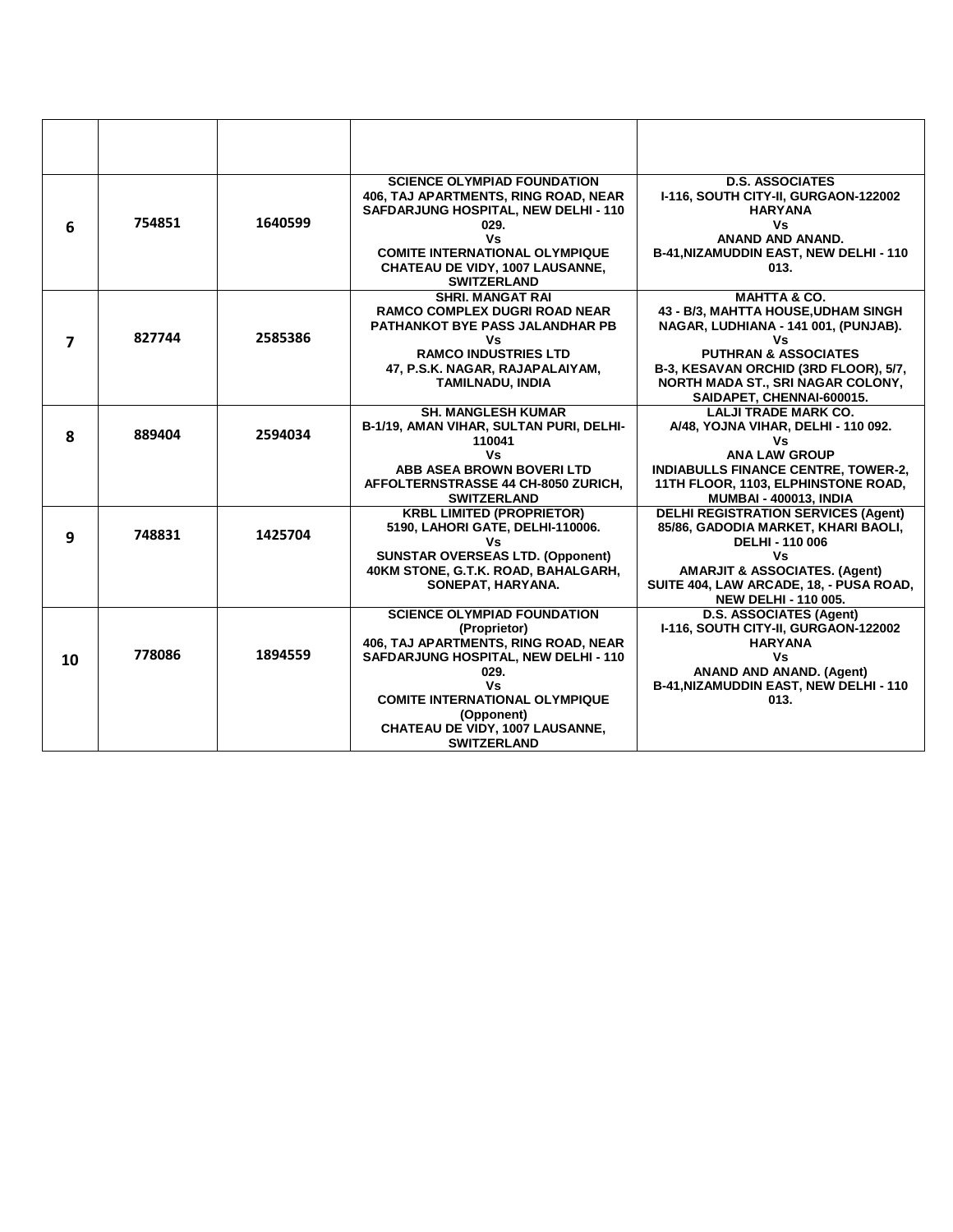| | | | | |
|---|---|---|---|---|
| **6** | **754851** | **1640599** | **SCIENCE OLYMPIAD FOUNDATION**<br>**406, TAJ APARTMENTS, RING ROAD, NEAR SAFDARJUNG HOSPITAL, NEW DELHI - 110 029.**<br>**Vs**<br>**COMITE INTERNATIONAL OLYMPIQUE**<br>**CHATEAU DE VIDY, 1007 LAUSANNE, SWITZERLAND** | **D.S. ASSOCIATES**<br>**I-116, SOUTH CITY-II, GURGAON-122002 HARYANA**<br>**Vs**<br>**ANAND AND ANAND.**<br>**B-41,NIZAMUDDIN EAST, NEW DELHI - 110 013.** |
| **7** | **827744** | **2585386** | **SHRI. MANGAT RAI**<br>**RAMCO COMPLEX DUGRI ROAD NEAR PATHANKOT BYE PASS JALANDHAR PB**<br>**Vs**<br>**RAMCO INDUSTRIES LTD**<br>**47, P.S.K. NAGAR, RAJAPALAIYAM, TAMILNADU, INDIA** | **MAHTTA & CO.**<br>**43 - B/3, MAHTTA HOUSE,UDHAM SINGH NAGAR, LUDHIANA - 141 001, (PUNJAB).**<br>**Vs**<br>**PUTHRAN & ASSOCIATES**<br>**B-3, KESAVAN ORCHID (3RD FLOOR), 5/7, NORTH MADA ST., SRI NAGAR COLONY, SAIDAPET, CHENNAI-600015.** |
| **8** | **889404** | **2594034** | **SH. MANGLESH KUMAR**<br>**B-1/19, AMAN VIHAR, SULTAN PURI, DELHI-110041**<br>**Vs**<br>**ABB ASEA BROWN BOVERI LTD**<br>**AFFOLTERNSTRASSE 44 CH-8050 ZURICH, SWITZERLAND** | **LALJI TRADE MARK CO.**<br>**A/48, YOJNA VIHAR, DELHI - 110 092.**<br>**Vs**<br>**ANA LAW GROUP**<br>**INDIABULLS FINANCE CENTRE, TOWER-2, 11TH FLOOR, 1103, ELPHINSTONE ROAD, MUMBAI - 400013, INDIA** |
| **9** | **748831** | **1425704** | **KRBL LIMITED (PROPRIETOR)**<br>**5190, LAHORI GATE, DELHI-110006.**<br>**Vs**<br>**SUNSTAR OVERSEAS LTD. (Opponent)**<br>**40KM STONE, G.T.K. ROAD, BAHALGARH, SONEPAT, HARYANA.** | **DELHI REGISTRATION SERVICES (Agent)**<br>**85/86, GADODIA MARKET, KHARI BAOLI, DELHI - 110 006**<br>**Vs**<br>**AMARJIT & ASSOCIATES. (Agent)**<br>**SUITE 404, LAW ARCADE, 18, - PUSA ROAD, NEW DELHI - 110 005.** |
| **10** | **778086** | **1894559** | **SCIENCE OLYMPIAD FOUNDATION (Proprietor)**<br>**406, TAJ APARTMENTS, RING ROAD, NEAR SAFDARJUNG HOSPITAL, NEW DELHI - 110 029.**<br>**Vs**<br>**COMITE INTERNATIONAL OLYMPIQUE (Opponent)**<br>**CHATEAU DE VIDY, 1007 LAUSANNE, SWITZERLAND** | **D.S. ASSOCIATES (Agent)**<br>**I-116, SOUTH CITY-II, GURGAON-122002 HARYANA**<br>**Vs**<br>**ANAND AND ANAND. (Agent)**<br>**B-41,NIZAMUDDIN EAST, NEW DELHI - 110 013.** |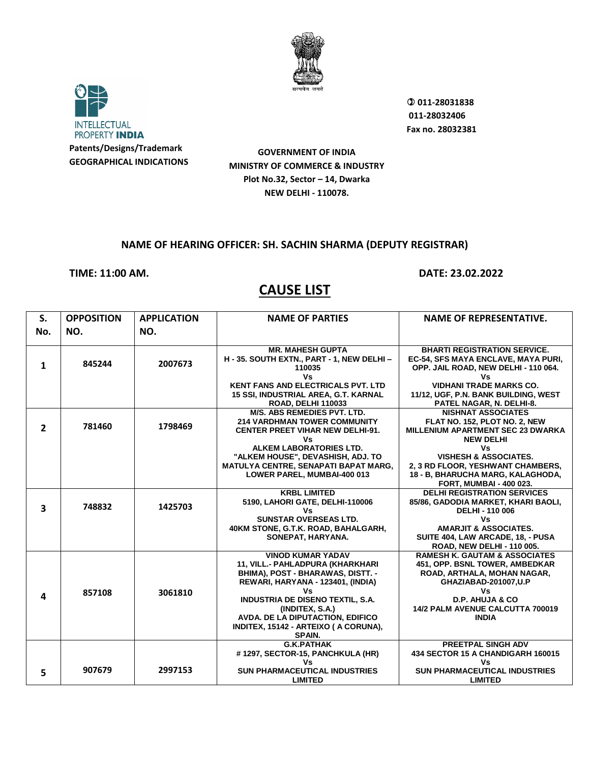INTELLECTUAL PROPERTY **INDIA**

**Patents/Designs/Trademark**
**GEOGRAPHICAL INDICATIONS**

सत्यमेव जयते

✆ 011-28031838
011-28032406
Fax no. 28032381

**GOVERNMENT OF INDIA**
**MINISTRY OF COMMERCE & INDUSTRY**
**Plot No.32, Sector – 14, Dwarka**
**NEW DELHI - 110078.**

**NAME OF HEARING OFFICER: SH. SACHIN SHARMA (DEPUTY REGISTRAR)**

**TIME: 11:00 AM.** **DATE: 23.02.2022**

## CAUSE LIST

| S. No. | OPPOSITION NO. | APPLICATION NO. | NAME OF PARTIES | NAME OF REPRESENTATIVE. |
|---|---|---|---|---|
| 1 | 845244 | 2007673 | MR. MAHESH GUPTA H - 35. SOUTH EXTN., PART - 1, NEW DELHI – 110035 Vs KENT FANS AND ELECTRICALS PVT. LTD 15 SSI, INDUSTRIAL AREA, G.T. KARNAL ROAD, DELHI 110033 | BHARTI REGISTRATION SERVICE. EC-54, SFS MAYA ENCLAVE, MAYA PURI, OPP. JAIL ROAD, NEW DELHI - 110 064. Vs VIDHANI TRADE MARKS CO. 11/12, UGF, P.N. BANK BUILDING, WEST PATEL NAGAR, N. DELHI-8. |
| 2 | 781460 | 1798469 | M/S. ABS REMEDIES PVT. LTD. 214 VARDHMAN TOWER COMMUNITY CENTER PREET VIHAR NEW DELHI-91. Vs ALKEM LABORATORIES LTD. "ALKEM HOUSE", DEVASHISH, ADJ. TO MATULYA CENTRE, SENAPATI BAPAT MARG, LOWER PAREL, MUMBAI-400 013 | NISHNAT ASSOCIATES FLAT NO. 152, PLOT NO. 2, NEW MILLENIUM APARTMENT SEC 23 DWARKA NEW DELHI Vs VISHESH & ASSOCIATES. 2, 3 RD FLOOR, YESHWANT CHAMBERS, 18 - B, BHARUCHA MARG, KALAGHODA, FORT, MUMBAI - 400 023. |
| 3 | 748832 | 1425703 | KRBL LIMITED 5190, LAHORI GATE, DELHI-110006 Vs SUNSTAR OVERSEAS LTD. 40KM STONE, G.T.K. ROAD, BAHALGARH, SONEPAT, HARYANA. | DELHI REGISTRATION SERVICES 85/86, GADODIA MARKET, KHARI BAOLI, DELHI - 110 006 Vs AMARJIT & ASSOCIATES. SUITE 404, LAW ARCADE, 18, - PUSA ROAD, NEW DELHI - 110 005. |
| 4 | 857108 | 3061810 | VINOD KUMAR YADAV 11, VILL.- PAHLADPURA (KHARKHARI BHIMA), POST - BHARAWAS, DISTT. - REWARI, HARYANA - 123401, (INDIA) Vs INDUSTRIA DE DISENO TEXTIL, S.A. (INDITEX, S.A.) AVDA. DE LA DIPUTACTION, EDIFICO INDITEX, 15142 - ARTEIXO ( A CORUNA), SPAIN. | RAMESH K. GAUTAM & ASSOCIATES 451, OPP. BSNL TOWER, AMBEDKAR ROAD, ARTHALA, MOHAN NAGAR, GHAZIABAD-201007,U.P Vs D.P. AHUJA & CO 14/2 PALM AVENUE CALCUTTA 700019 INDIA |
| 5 | 907679 | 2997153 | G.K.PATHAK # 1297, SECTOR-15, PANCHKULA (HR) Vs SUN PHARMACEUTICAL INDUSTRIES LIMITED | PREETPAL SINGH ADV 434 SECTOR 15 A CHANDIGARH 160015 Vs SUN PHARMACEUTICAL INDUSTRIES LIMITED |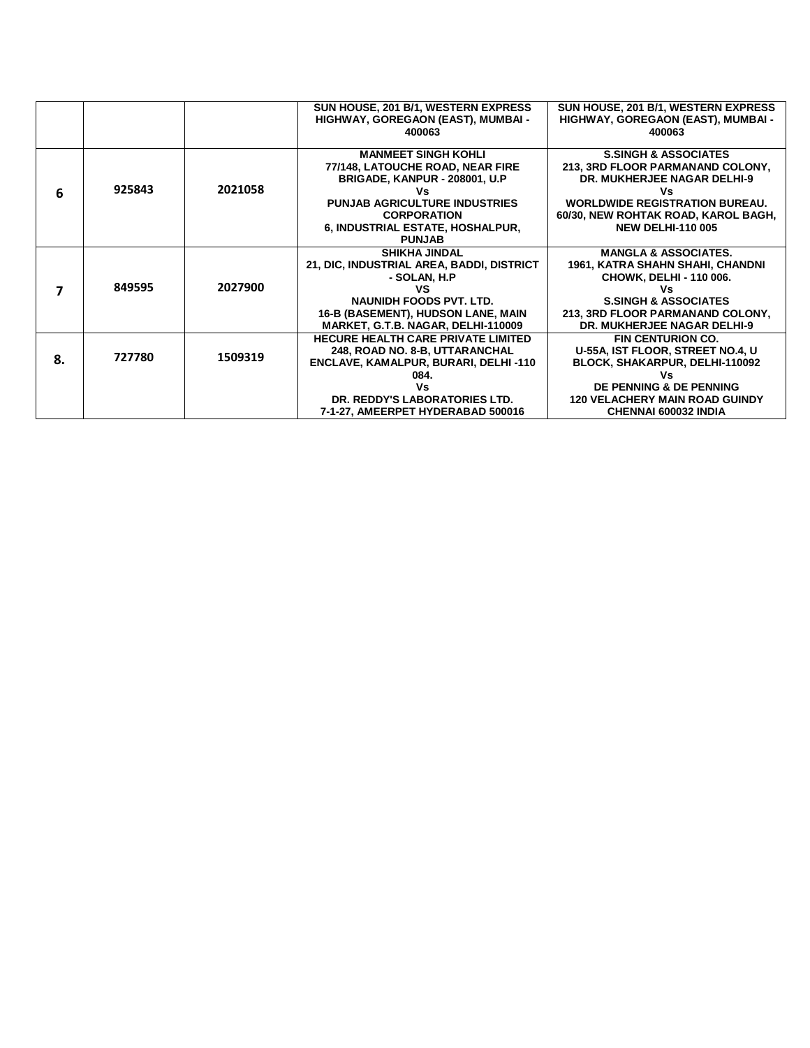| | | | | |
|---|---|---|---|---|
| | | | SUN HOUSE, 201 B/1, WESTERN EXPRESS HIGHWAY, GOREGAON (EAST), MUMBAI - 400063 | SUN HOUSE, 201 B/1, WESTERN EXPRESS HIGHWAY, GOREGAON (EAST), MUMBAI - 400063 |
| 6 | 925843 | 2021058 | MANMEET SINGH KOHLI<br>77/148, LATOUCHE ROAD, NEAR FIRE BRIGADE, KANPUR - 208001, U.P<br>Vs<br>PUNJAB AGRICULTURE INDUSTRIES CORPORATION<br>6, INDUSTRIAL ESTATE, HOSHALPUR, PUNJAB | S.SINGH & ASSOCIATES<br>213, 3RD FLOOR PARMANAND COLONY, DR. MUKHERJEE NAGAR DELHI-9<br>Vs<br>WORLDWIDE REGISTRATION BUREAU.<br>60/30, NEW ROHTAK ROAD, KAROL BAGH, NEW DELHI-110 005 |
| 7 | 849595 | 2027900 | SHIKHA JINDAL<br>21, DIC, INDUSTRIAL AREA, BADDI, DISTRICT - SOLAN, H.P<br>VS<br>NAUNIDH FOODS PVT. LTD.<br>16-B (BASEMENT), HUDSON LANE, MAIN MARKET, G.T.B. NAGAR, DELHI-110009 | MANGLA & ASSOCIATES.<br>1961, KATRA SHAHN SHAHI, CHANDNI CHOWK, DELHI - 110 006.<br>Vs<br>S.SINGH & ASSOCIATES<br>213, 3RD FLOOR PARMANAND COLONY, DR. MUKHERJEE NAGAR DELHI-9 |
| 8. | 727780 | 1509319 | HECURE HEALTH CARE PRIVATE LIMITED<br>248, ROAD NO. 8-B, UTTARANCHAL ENCLAVE, KAMALPUR, BURARI, DELHI -110 084.<br>Vs<br>DR. REDDY'S LABORATORIES LTD.<br>7-1-27, AMEERPET HYDERABAD 500016 | FIN CENTURION CO.<br>U-55A, IST FLOOR, STREET NO.4, U BLOCK, SHAKARPUR, DELHI-110092<br>Vs<br>DE PENNING & DE PENNING<br>120 VELACHERY MAIN ROAD GUINDY CHENNAI 600032 INDIA |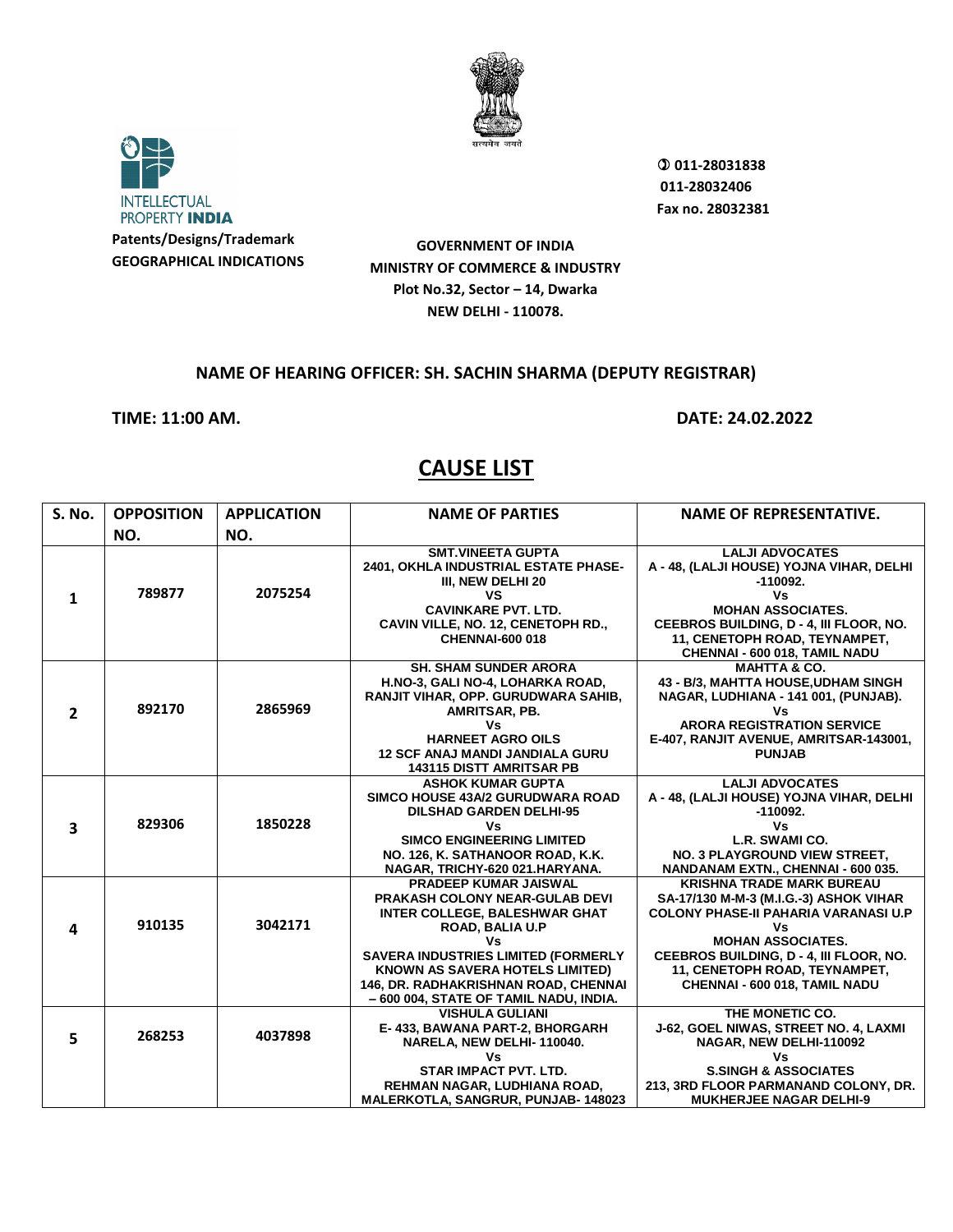INTELLECTUAL PROPERTY INDIA

**Patents/Designs/Trademark**
**GEOGRAPHICAL INDICATIONS**

011-28031838
011-28032406
Fax no. 28032381

**GOVERNMENT OF INDIA**
**MINISTRY OF COMMERCE & INDUSTRY**
**Plot No.32, Sector – 14, Dwarka**
**NEW DELHI - 110078.**

**NAME OF HEARING OFFICER: SH. SACHIN SHARMA (DEPUTY REGISTRAR)**

**TIME: 11:00 AM.** **DATE: 24.02.2022**

## CAUSE LIST

| S. No. | OPPOSITION NO. | APPLICATION NO. | NAME OF PARTIES | NAME OF REPRESENTATIVE. |
|---|---|---|---|---|
| 1 | 789877 | 2075254 | SMT.VINEETA GUPTA<br>2401, OKHLA INDUSTRIAL ESTATE PHASE-III, NEW DELHI 20<br>VS<br>CAVINKARE PVT. LTD.<br>CAVIN VILLE, NO. 12, CENETOPH RD., CHENNAI-600 018 | LALJI ADVOCATES<br>A - 48, (LALJI HOUSE) YOJNA VIHAR, DELHI -110092.<br>Vs<br>MOHAN ASSOCIATES.<br>CEEBROS BUILDING, D - 4, III FLOOR, NO. 11, CENETOPH ROAD, TEYNAMPET, CHENNAI - 600 018, TAMIL NADU |
| 2 | 892170 | 2865969 | SH. SHAM SUNDER ARORA<br>H.NO-3, GALI NO-4, LOHARKA ROAD, RANJIT VIHAR, OPP. GURUDWARA SAHIB, AMRITSAR, PB.<br>Vs<br>HARNEET AGRO OILS<br>12 SCF ANAJ MANDI JANDIALA GURU 143115 DISTT AMRITSAR PB | MAHTTA & CO.<br>43 - B/3, MAHTTA HOUSE,UDHAM SINGH NAGAR, LUDHIANA - 141 001, (PUNJAB).<br>Vs<br>ARORA REGISTRATION SERVICE<br>E-407, RANJIT AVENUE, AMRITSAR-143001, PUNJAB |
| 3 | 829306 | 1850228 | ASHOK KUMAR GUPTA<br>SIMCO HOUSE 43A/2 GURUDWARA ROAD DILSHAD GARDEN DELHI-95<br>Vs<br>SIMCO ENGINEERING LIMITED<br>NO. 126, K. SATHANOOR ROAD, K.K. NAGAR, TRICHY-620 021.HARYANA. | LALJI ADVOCATES<br>A - 48, (LALJI HOUSE) YOJNA VIHAR, DELHI -110092.<br>Vs<br>L.R. SWAMI CO.<br>NO. 3 PLAYGROUND VIEW STREET, NANDANAM EXTN., CHENNAI - 600 035. |
| 4 | 910135 | 3042171 | PRADEEP KUMAR JAISWAL<br>PRAKASH COLONY NEAR-GULAB DEVI INTER COLLEGE, BALESHWAR GHAT ROAD, BALIA U.P<br>Vs<br>SAVERA INDUSTRIES LIMITED (FORMERLY KNOWN AS SAVERA HOTELS LIMITED)<br>146, DR. RADHAKRISHNAN ROAD, CHENNAI – 600 004, STATE OF TAMIL NADU, INDIA. | KRISHNA TRADE MARK BUREAU<br>SA-17/130 M-M-3 (M.I.G.-3) ASHOK VIHAR COLONY PHASE-II PAHARIA VARANASI U.P<br>Vs<br>MOHAN ASSOCIATES.<br>CEEBROS BUILDING, D - 4, III FLOOR, NO. 11, CENETOPH ROAD, TEYNAMPET, CHENNAI - 600 018, TAMIL NADU |
| 5 | 268253 | 4037898 | VISHULA GULIANI<br>E- 433, BAWANA PART-2, BHORGARH NARELA, NEW DELHI- 110040.<br>Vs<br>STAR IMPACT PVT. LTD.<br>REHMAN NAGAR, LUDHIANA ROAD, MALERKOTLA, SANGRUR, PUNJAB- 148023 | THE MONETIC CO.<br>J-62, GOEL NIWAS, STREET NO. 4, LAXMI NAGAR, NEW DELHI-110092<br>Vs<br>S.SINGH & ASSOCIATES<br>213, 3RD FLOOR PARMANAND COLONY, DR. MUKHERJEE NAGAR DELHI-9 |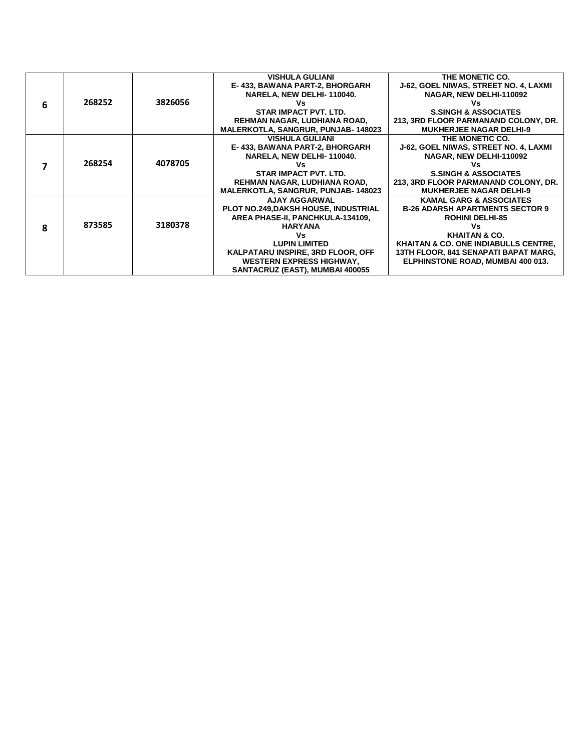|  |  |  |  |  |
|---|---|---|---|---|
| 6 | 268252 | 3826056 | VISHULA GULIANI<br>E- 433, BAWANA PART-2, BHORGARH NARELA, NEW DELHI- 110040.<br>Vs<br>STAR IMPACT PVT. LTD.<br>REHMAN NAGAR, LUDHIANA ROAD, MALERKOTLA, SANGRUR, PUNJAB- 148023 | THE MONETIC CO.<br>J-62, GOEL NIWAS, STREET NO. 4, LAXMI NAGAR, NEW DELHI-110092<br>Vs<br>S.SINGH & ASSOCIATES<br>213, 3RD FLOOR PARMANAND COLONY, DR. MUKHERJEE NAGAR DELHI-9 |
| 7 | 268254 | 4078705 | VISHULA GULIANI<br>E- 433, BAWANA PART-2, BHORGARH NARELA, NEW DELHI- 110040.<br>Vs<br>STAR IMPACT PVT. LTD.<br>REHMAN NAGAR, LUDHIANA ROAD, MALERKOTLA, SANGRUR, PUNJAB- 148023 | THE MONETIC CO.<br>J-62, GOEL NIWAS, STREET NO. 4, LAXMI NAGAR, NEW DELHI-110092<br>Vs<br>S.SINGH & ASSOCIATES<br>213, 3RD FLOOR PARMANAND COLONY, DR. MUKHERJEE NAGAR DELHI-9 |
| 8 | 873585 | 3180378 | AJAY AGGARWAL<br>PLOT NO.249,DAKSH HOUSE, INDUSTRIAL AREA PHASE-II, PANCHKULA-134109, HARYANA<br>Vs<br>LUPIN LIMITED<br>KALPATARU INSPIRE, 3RD FLOOR, OFF WESTERN EXPRESS HIGHWAY, SANTACRUZ (EAST), MUMBAI 400055 | KAMAL GARG & ASSOCIATES<br>B-26 ADARSH APARTMENTS SECTOR 9 ROHINI DELHI-85<br>Vs<br>KHAITAN & CO.<br>KHAITAN & CO. ONE INDIABULLS CENTRE, 13TH FLOOR, 841 SENAPATI BAPAT MARG, ELPHINSTONE ROAD, MUMBAI 400 013. |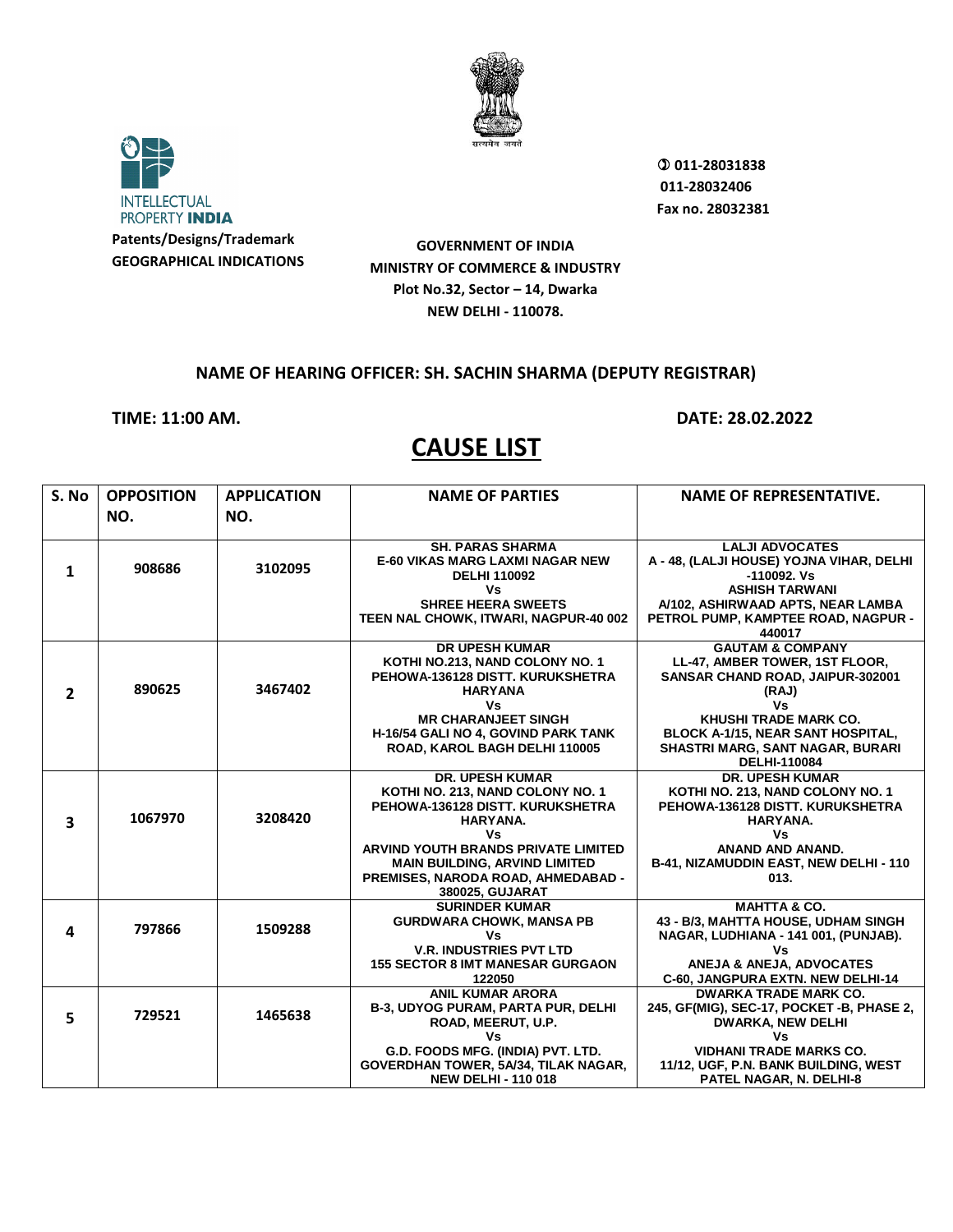INTELLECTUAL PROPERTY **INDIA**

**Patents/Designs/Trademark**
**GEOGRAPHICAL INDICATIONS**

सत्यमेव जयते

**011-28031838**
**011-28032406**
**Fax no. 28032381**

**GOVERNMENT OF INDIA**
**MINISTRY OF COMMERCE & INDUSTRY**
**Plot No.32, Sector – 14, Dwarka**
**NEW DELHI - 110078.**

**NAME OF HEARING OFFICER: SH. SACHIN SHARMA (DEPUTY REGISTRAR)**

**TIME: 11:00 AM.** **DATE: 28.02.2022**

# CAUSE LIST

| S. No | OPPOSITION NO. | APPLICATION NO. | NAME OF PARTIES | NAME OF REPRESENTATIVE. |
|---|---|---|---|---|
| 1 | 908686 | 3102095 | SH. PARAS SHARMA<br>E-60 VIKAS MARG LAXMI NAGAR NEW DELHI 110092<br>Vs<br>SHREE HEERA SWEETS<br>TEEN NAL CHOWK, ITWARI, NAGPUR-40 002 | LALJI ADVOCATES<br>A - 48, (LALJI HOUSE) YOJNA VIHAR, DELHI -110092. Vs<br>ASHISH TARWANI<br>A/102, ASHIRWAAD APTS, NEAR LAMBA PETROL PUMP, KAMPTEE ROAD, NAGPUR - 440017 |
| 2 | 890625 | 3467402 | DR UPESH KUMAR<br>KOTHI NO.213, NAND COLONY NO. 1 PEHOWA-136128 DISTT. KURUKSHETRA HARYANA<br>Vs<br>MR CHARANJEET SINGH<br>H-16/54 GALI NO 4, GOVIND PARK TANK ROAD, KAROL BAGH DELHI 110005 | GAUTAM & COMPANY<br>LL-47, AMBER TOWER, 1ST FLOOR, SANSAR CHAND ROAD, JAIPUR-302001 (RAJ)<br>Vs<br>KHUSHI TRADE MARK CO.<br>BLOCK A-1/15, NEAR SANT HOSPITAL, SHASTRI MARG, SANT NAGAR, BURARI DELHI-110084 |
| 3 | 1067970 | 3208420 | DR. UPESH KUMAR<br>KOTHI NO. 213, NAND COLONY NO. 1 PEHOWA-136128 DISTT. KURUKSHETRA HARYANA.<br>Vs<br>ARVIND YOUTH BRANDS PRIVATE LIMITED<br>MAIN BUILDING, ARVIND LIMITED PREMISES, NARODA ROAD, AHMEDABAD - 380025, GUJARAT | DR. UPESH KUMAR<br>KOTHI NO. 213, NAND COLONY NO. 1 PEHOWA-136128 DISTT. KURUKSHETRA HARYANA.<br>Vs<br>ANAND AND ANAND.<br>B-41, NIZAMUDDIN EAST, NEW DELHI - 110 013. |
| 4 | 797866 | 1509288 | SURINDER KUMAR<br>GURDWARA CHOWK, MANSA PB<br>Vs<br>V.R. INDUSTRIES PVT LTD<br>155 SECTOR 8 IMT MANESAR GURGAON 122050 | MAHTTA & CO.<br>43 - B/3, MAHTTA HOUSE, UDHAM SINGH NAGAR, LUDHIANA - 141 001, (PUNJAB).<br>Vs<br>ANEJA & ANEJA, ADVOCATES<br>C-60, JANGPURA EXTN. NEW DELHI-14 |
| 5 | 729521 | 1465638 | ANIL KUMAR ARORA<br>B-3, UDYOG PURAM, PARTA PUR, DELHI ROAD, MEERUT, U.P.<br>Vs<br>G.D. FOODS MFG. (INDIA) PVT. LTD.<br>GOVERDHAN TOWER, 5A/34, TILAK NAGAR, NEW DELHI - 110 018 | DWARKA TRADE MARK CO.<br>245, GF(MIG), SEC-17, POCKET -B, PHASE 2, DWARKA, NEW DELHI<br>Vs<br>VIDHANI TRADE MARKS CO.<br>11/12, UGF, P.N. BANK BUILDING, WEST PATEL NAGAR, N. DELHI-8 |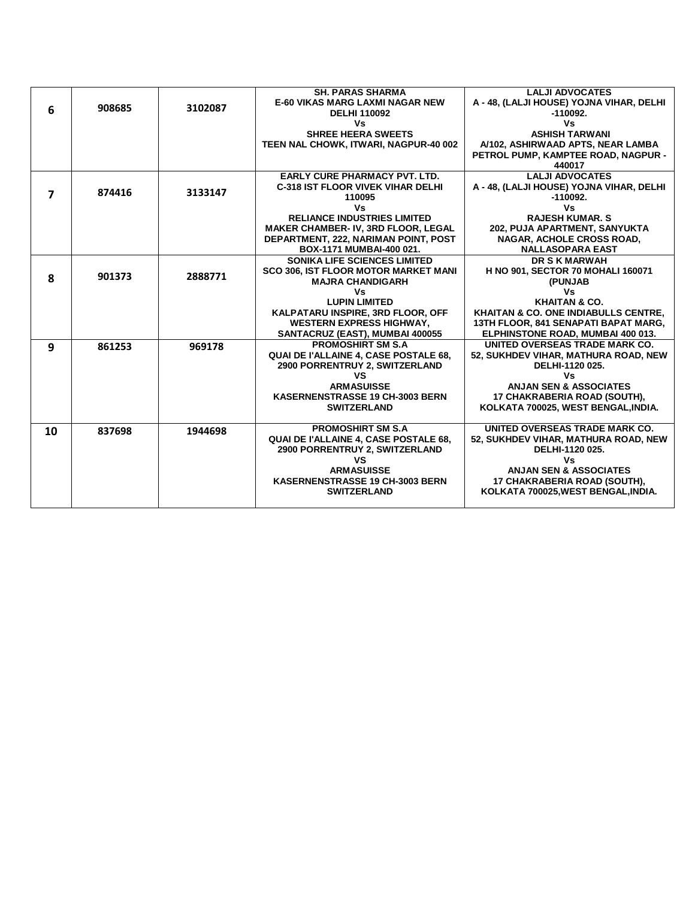| | | | | |
|---|---|---|---|---|
| 6 | 908685 | 3102087 | SH. PARAS SHARMA<br>E-60 VIKAS MARG LAXMI NAGAR NEW DELHI 110092<br>Vs<br>SHREE HEERA SWEETS<br>TEEN NAL CHOWK, ITWARI, NAGPUR-40 002 | LALJI ADVOCATES<br>A - 48, (LALJI HOUSE) YOJNA VIHAR, DELHI -110092.<br>Vs<br>ASHISH TARWANI<br>A/102, ASHIRWAAD APTS, NEAR LAMBA PETROL PUMP, KAMPTEE ROAD, NAGPUR - 440017 |
| 7 | 874416 | 3133147 | EARLY CURE PHARMACY PVT. LTD.<br>C-318 IST FLOOR VIVEK VIHAR DELHI 110095<br>Vs<br>RELIANCE INDUSTRIES LIMITED<br>MAKER CHAMBER- IV, 3RD FLOOR, LEGAL DEPARTMENT, 222, NARIMAN POINT, POST BOX-1171 MUMBAI-400 021. | LALJI ADVOCATES<br>A - 48, (LALJI HOUSE) YOJNA VIHAR, DELHI -110092.<br>Vs<br>RAJESH KUMAR. S<br>202, PUJA APARTMENT, SANYUKTA NAGAR, ACHOLE CROSS ROAD, NALLASOPARA EAST |
| 8 | 901373 | 2888771 | SONIKA LIFE SCIENCES LIMITED<br>SCO 306, IST FLOOR MOTOR MARKET MANI MAJRA CHANDIGARH<br>Vs<br>LUPIN LIMITED<br>KALPATARU INSPIRE, 3RD FLOOR, OFF WESTERN EXPRESS HIGHWAY, SANTACRUZ (EAST), MUMBAI 400055 | DR S K MARWAH<br>H NO 901, SECTOR 70 MOHALI 160071 (PUNJAB<br>Vs<br>KHAITAN & CO.<br>KHAITAN & CO. ONE INDIABULLS CENTRE, 13TH FLOOR, 841 SENAPATI BAPAT MARG, ELPHINSTONE ROAD, MUMBAI 400 013. |
| 9 | 861253 | 969178 | PROMOSHIRT SM S.A<br>QUAI DE I'ALLAINE 4, CASE POSTALE 68, 2900 PORRENTRUY 2, SWITZERLAND<br>VS<br>ARMASUISSE<br>KASERNENSTRASSE 19 CH-3003 BERN SWITZERLAND | UNITED OVERSEAS TRADE MARK CO.<br>52, SUKHDEV VIHAR, MATHURA ROAD, NEW DELHI-1120 025.<br>Vs<br>ANJAN SEN & ASSOCIATES<br>17 CHAKRABERIA ROAD (SOUTH), KOLKATA 700025, WEST BENGAL,INDIA. |
| 10 | 837698 | 1944698 | PROMOSHIRT SM S.A<br>QUAI DE I'ALLAINE 4, CASE POSTALE 68, 2900 PORRENTRUY 2, SWITZERLAND<br>VS<br>ARMASUISSE<br>KASERNENSTRASSE 19 CH-3003 BERN SWITZERLAND | UNITED OVERSEAS TRADE MARK CO.<br>52, SUKHDEV VIHAR, MATHURA ROAD, NEW DELHI-1120 025.<br>Vs<br>ANJAN SEN & ASSOCIATES<br>17 CHAKRABERIA ROAD (SOUTH), KOLKATA 700025,WEST BENGAL,INDIA. |